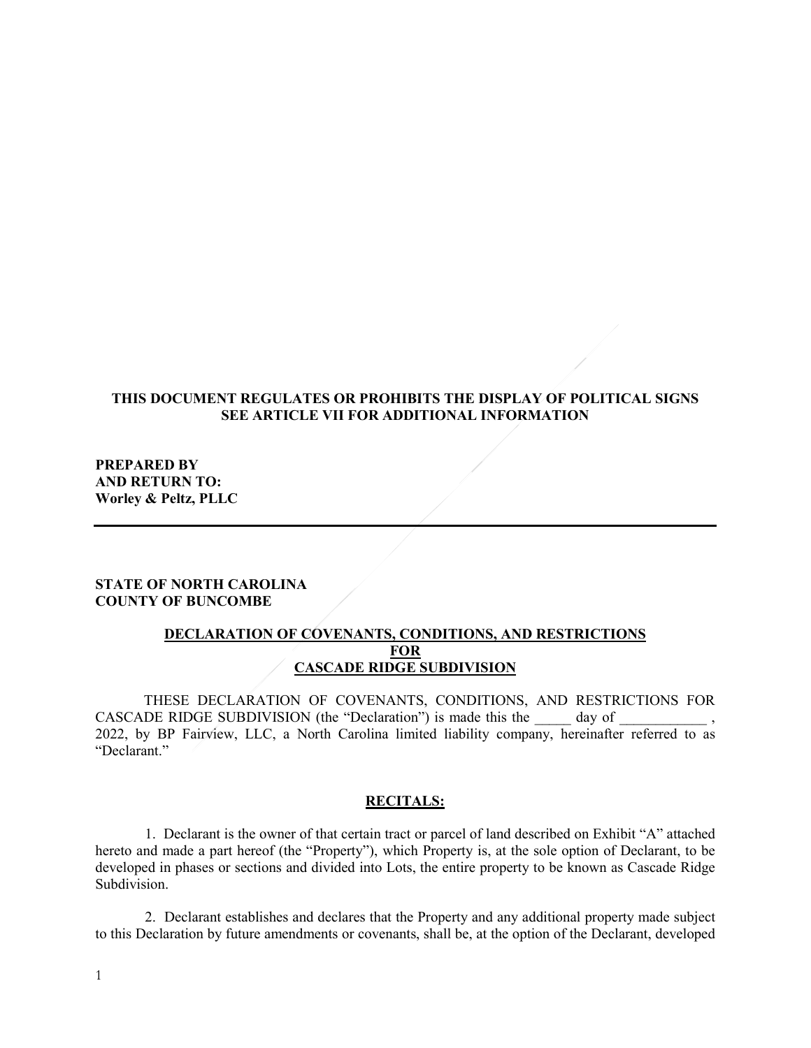**THIS DOCUMENT REGULATES OR PROHIBITS THE DISPLAY OF POLITICAL SIGNS SEE ARTICLE VII FOR ADDITIONAL INFORMATION**

**PREPARED BY**
**AND RETURN TO:**
**Worley & Peltz, PLLC**

---

**STATE OF NORTH CAROLINA**
**COUNTY OF BUNCOMBE**

# DECLARATION OF COVENANTS, CONDITIONS, AND RESTRICTIONS FOR CASCADE RIDGE SUBDIVISION

THESE DECLARATION OF COVENANTS, CONDITIONS, AND RESTRICTIONS FOR CASCADE RIDGE SUBDIVISION (the "Declaration") is made this the _____ day of ____________ , 2022, by BP Fairview, LLC, a North Carolina limited liability company, hereinafter referred to as "Declarant."

## RECITALS:

1. Declarant is the owner of that certain tract or parcel of land described on Exhibit "A" attached hereto and made a part hereof (the "Property"), which Property is, at the sole option of Declarant, to be developed in phases or sections and divided into Lots, the entire property to be known as Cascade Ridge Subdivision.

2. Declarant establishes and declares that the Property and any additional property made subject to this Declaration by future amendments or covenants, shall be, at the option of the Declarant, developed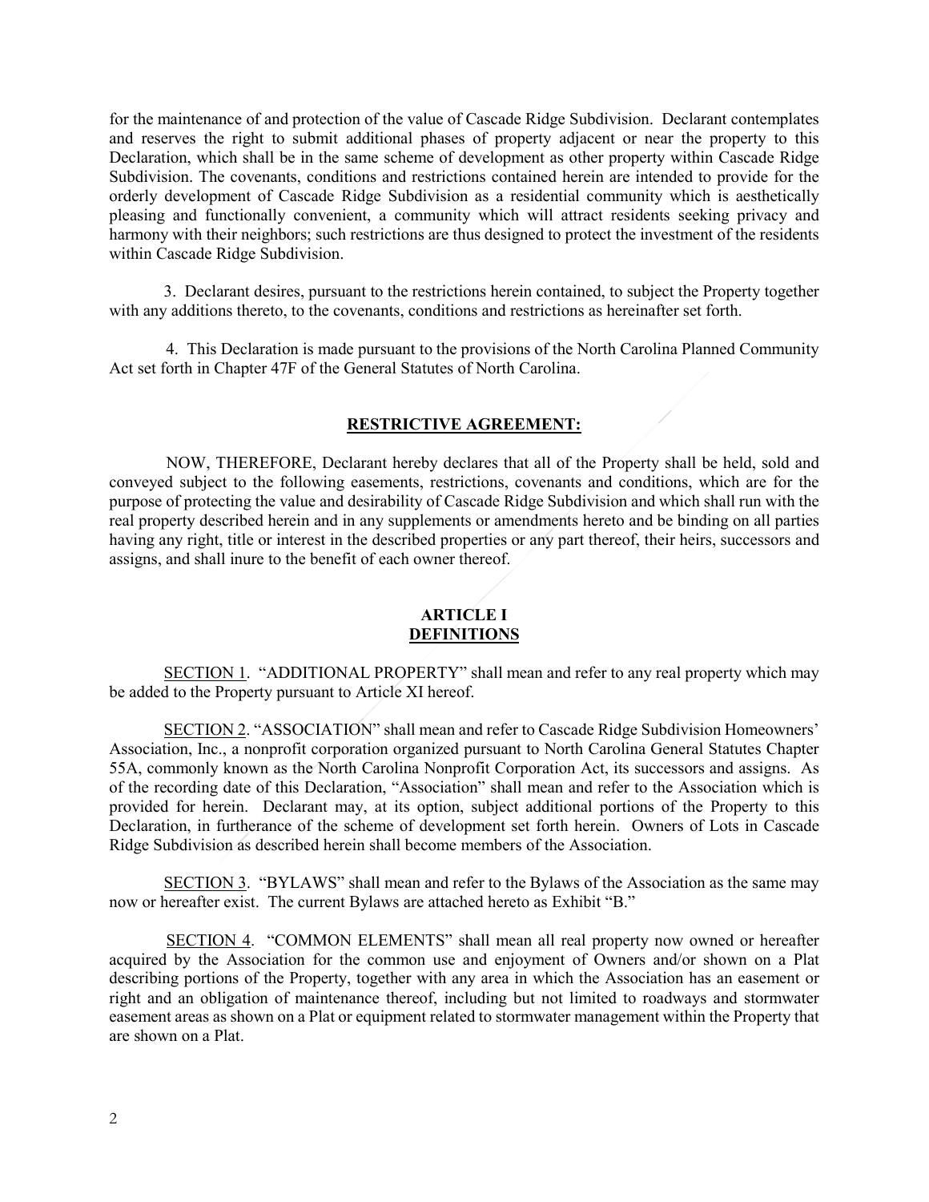for the maintenance of and protection of the value of Cascade Ridge Subdivision. Declarant contemplates and reserves the right to submit additional phases of property adjacent or near the property to this Declaration, which shall be in the same scheme of development as other property within Cascade Ridge Subdivision. The covenants, conditions and restrictions contained herein are intended to provide for the orderly development of Cascade Ridge Subdivision as a residential community which is aesthetically pleasing and functionally convenient, a community which will attract residents seeking privacy and harmony with their neighbors; such restrictions are thus designed to protect the investment of the residents within Cascade Ridge Subdivision.

3. Declarant desires, pursuant to the restrictions herein contained, to subject the Property together with any additions thereto, to the covenants, conditions and restrictions as hereinafter set forth.

4. This Declaration is made pursuant to the provisions of the North Carolina Planned Community Act set forth in Chapter 47F of the General Statutes of North Carolina.

## RESTRICTIVE AGREEMENT:

NOW, THEREFORE, Declarant hereby declares that all of the Property shall be held, sold and conveyed subject to the following easements, restrictions, covenants and conditions, which are for the purpose of protecting the value and desirability of Cascade Ridge Subdivision and which shall run with the real property described herein and in any supplements or amendments hereto and be binding on all parties having any right, title or interest in the described properties or any part thereof, their heirs, successors and assigns, and shall inure to the benefit of each owner thereof.

## ARTICLE I
## DEFINITIONS

SECTION 1. "ADDITIONAL PROPERTY" shall mean and refer to any real property which may be added to the Property pursuant to Article XI hereof.

SECTION 2. "ASSOCIATION" shall mean and refer to Cascade Ridge Subdivision Homeowners' Association, Inc., a nonprofit corporation organized pursuant to North Carolina General Statutes Chapter 55A, commonly known as the North Carolina Nonprofit Corporation Act, its successors and assigns. As of the recording date of this Declaration, "Association" shall mean and refer to the Association which is provided for herein. Declarant may, at its option, subject additional portions of the Property to this Declaration, in furtherance of the scheme of development set forth herein. Owners of Lots in Cascade Ridge Subdivision as described herein shall become members of the Association.

SECTION 3. "BYLAWS" shall mean and refer to the Bylaws of the Association as the same may now or hereafter exist. The current Bylaws are attached hereto as Exhibit "B."

SECTION 4. "COMMON ELEMENTS" shall mean all real property now owned or hereafter acquired by the Association for the common use and enjoyment of Owners and/or shown on a Plat describing portions of the Property, together with any area in which the Association has an easement or right and an obligation of maintenance thereof, including but not limited to roadways and stormwater easement areas as shown on a Plat or equipment related to stormwater management within the Property that are shown on a Plat.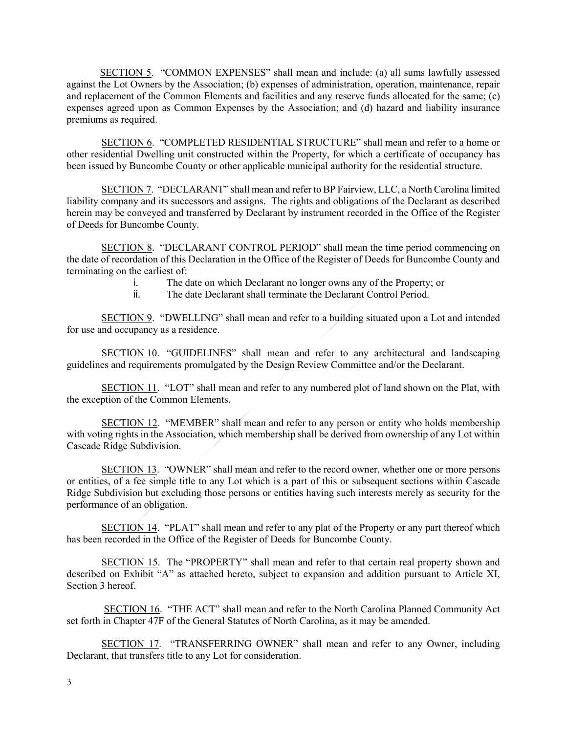SECTION 5. "COMMON EXPENSES" shall mean and include: (a) all sums lawfully assessed against the Lot Owners by the Association; (b) expenses of administration, operation, maintenance, repair and replacement of the Common Elements and facilities and any reserve funds allocated for the same; (c) expenses agreed upon as Common Expenses by the Association; and (d) hazard and liability insurance premiums as required.

SECTION 6. "COMPLETED RESIDENTIAL STRUCTURE" shall mean and refer to a home or other residential Dwelling unit constructed within the Property, for which a certificate of occupancy has been issued by Buncombe County or other applicable municipal authority for the residential structure.

SECTION 7. "DECLARANT" shall mean and refer to BP Fairview, LLC, a North Carolina limited liability company and its successors and assigns. The rights and obligations of the Declarant as described herein may be conveyed and transferred by Declarant by instrument recorded in the Office of the Register of Deeds for Buncombe County.

SECTION 8. "DECLARANT CONTROL PERIOD" shall mean the time period commencing on the date of recordation of this Declaration in the Office of the Register of Deeds for Buncombe County and terminating on the earliest of:

i. The date on which Declarant no longer owns any of the Property; or
ii. The date Declarant shall terminate the Declarant Control Period.

SECTION 9. "DWELLING" shall mean and refer to a building situated upon a Lot and intended for use and occupancy as a residence.

SECTION 10. "GUIDELINES" shall mean and refer to any architectural and landscaping guidelines and requirements promulgated by the Design Review Committee and/or the Declarant.

SECTION 11. "LOT" shall mean and refer to any numbered plot of land shown on the Plat, with the exception of the Common Elements.

SECTION 12. "MEMBER" shall mean and refer to any person or entity who holds membership with voting rights in the Association, which membership shall be derived from ownership of any Lot within Cascade Ridge Subdivision.

SECTION 13. "OWNER" shall mean and refer to the record owner, whether one or more persons or entities, of a fee simple title to any Lot which is a part of this or subsequent sections within Cascade Ridge Subdivision but excluding those persons or entities having such interests merely as security for the performance of an obligation.

SECTION 14. "PLAT" shall mean and refer to any plat of the Property or any part thereof which has been recorded in the Office of the Register of Deeds for Buncombe County.

SECTION 15. The "PROPERTY" shall mean and refer to that certain real property shown and described on Exhibit "A" as attached hereto, subject to expansion and addition pursuant to Article XI, Section 3 hereof.

SECTION 16. "THE ACT" shall mean and refer to the North Carolina Planned Community Act set forth in Chapter 47F of the General Statutes of North Carolina, as it may be amended.

SECTION 17. "TRANSFERRING OWNER" shall mean and refer to any Owner, including Declarant, that transfers title to any Lot for consideration.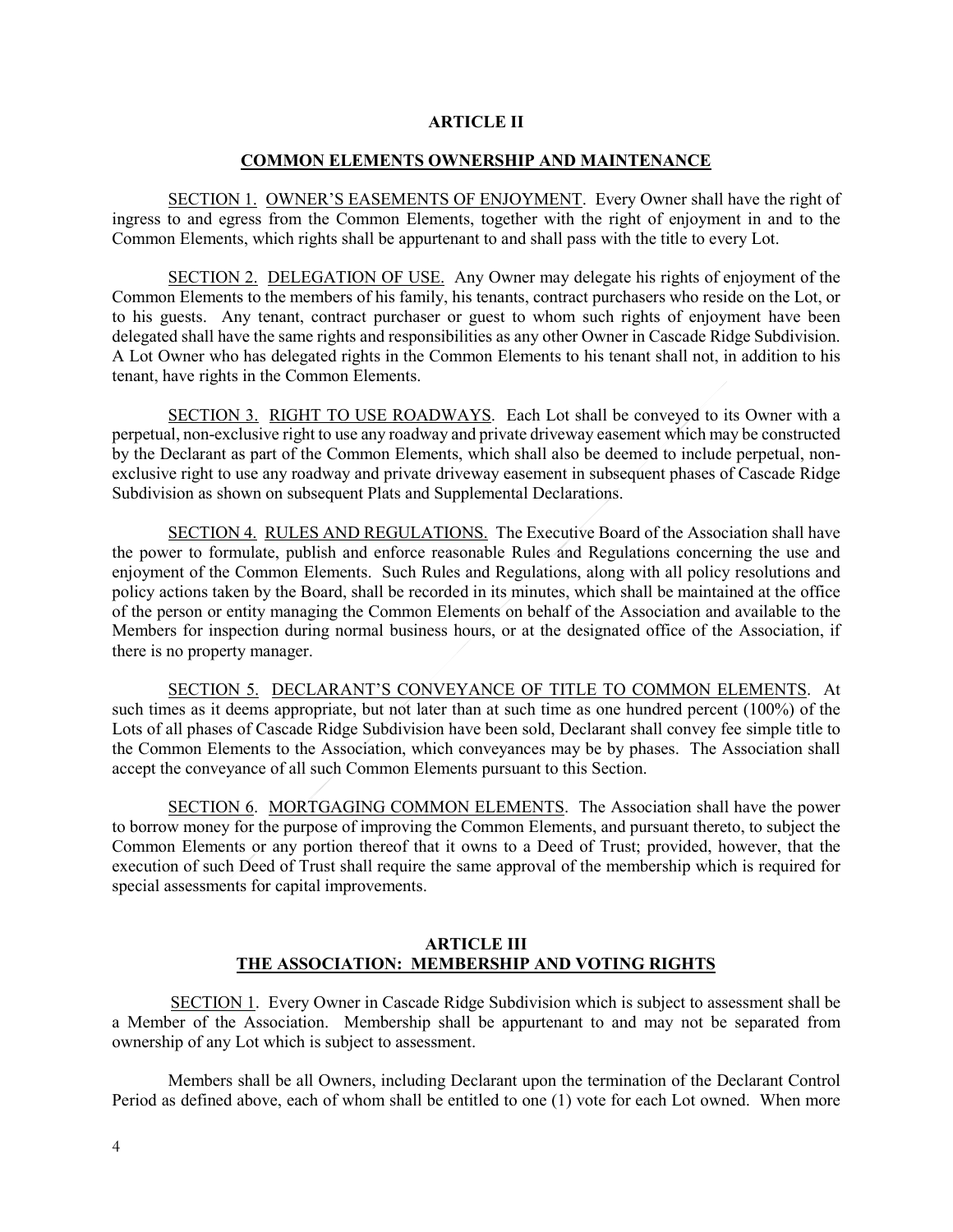## ARTICLE II

## COMMON ELEMENTS OWNERSHIP AND MAINTENANCE

SECTION 1. OWNER'S EASEMENTS OF ENJOYMENT. Every Owner shall have the right of ingress to and egress from the Common Elements, together with the right of enjoyment in and to the Common Elements, which rights shall be appurtenant to and shall pass with the title to every Lot.

SECTION 2. DELEGATION OF USE. Any Owner may delegate his rights of enjoyment of the Common Elements to the members of his family, his tenants, contract purchasers who reside on the Lot, or to his guests. Any tenant, contract purchaser or guest to whom such rights of enjoyment have been delegated shall have the same rights and responsibilities as any other Owner in Cascade Ridge Subdivision. A Lot Owner who has delegated rights in the Common Elements to his tenant shall not, in addition to his tenant, have rights in the Common Elements.

SECTION 3. RIGHT TO USE ROADWAYS. Each Lot shall be conveyed to its Owner with a perpetual, non-exclusive right to use any roadway and private driveway easement which may be constructed by the Declarant as part of the Common Elements, which shall also be deemed to include perpetual, non-exclusive right to use any roadway and private driveway easement in subsequent phases of Cascade Ridge Subdivision as shown on subsequent Plats and Supplemental Declarations.

SECTION 4. RULES AND REGULATIONS. The Executive Board of the Association shall have the power to formulate, publish and enforce reasonable Rules and Regulations concerning the use and enjoyment of the Common Elements. Such Rules and Regulations, along with all policy resolutions and policy actions taken by the Board, shall be recorded in its minutes, which shall be maintained at the office of the person or entity managing the Common Elements on behalf of the Association and available to the Members for inspection during normal business hours, or at the designated office of the Association, if there is no property manager.

SECTION 5. DECLARANT'S CONVEYANCE OF TITLE TO COMMON ELEMENTS. At such times as it deems appropriate, but not later than at such time as one hundred percent (100%) of the Lots of all phases of Cascade Ridge Subdivision have been sold, Declarant shall convey fee simple title to the Common Elements to the Association, which conveyances may be by phases. The Association shall accept the conveyance of all such Common Elements pursuant to this Section.

SECTION 6. MORTGAGING COMMON ELEMENTS. The Association shall have the power to borrow money for the purpose of improving the Common Elements, and pursuant thereto, to subject the Common Elements or any portion thereof that it owns to a Deed of Trust; provided, however, that the execution of such Deed of Trust shall require the same approval of the membership which is required for special assessments for capital improvements.

## ARTICLE III
## THE ASSOCIATION: MEMBERSHIP AND VOTING RIGHTS

SECTION 1. Every Owner in Cascade Ridge Subdivision which is subject to assessment shall be a Member of the Association. Membership shall be appurtenant to and may not be separated from ownership of any Lot which is subject to assessment.

Members shall be all Owners, including Declarant upon the termination of the Declarant Control Period as defined above, each of whom shall be entitled to one (1) vote for each Lot owned. When more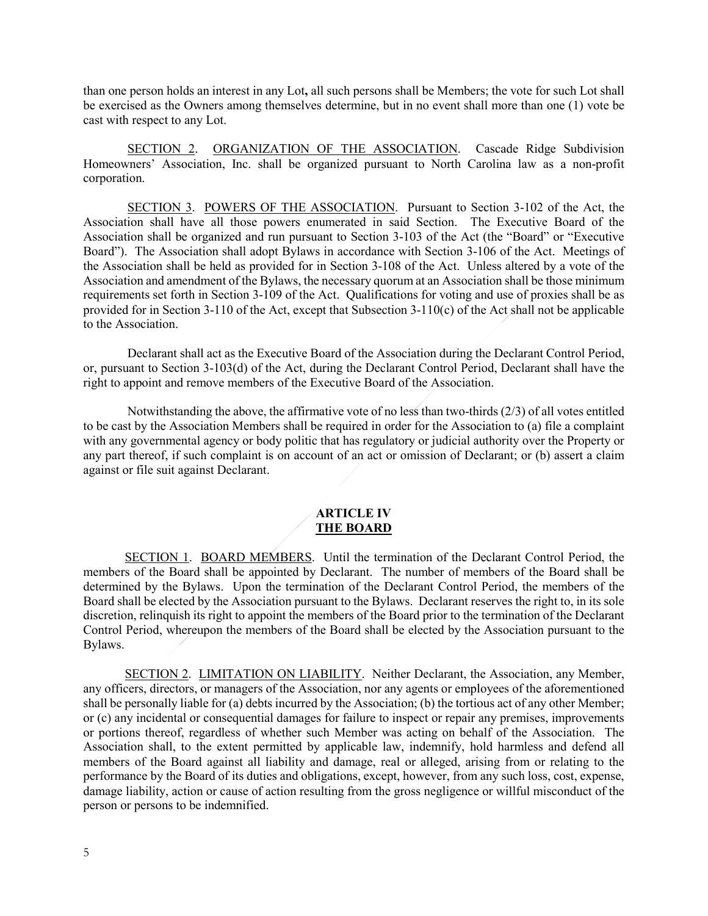than one person holds an interest in any Lot**,** all such persons shall be Members; the vote for such Lot shall be exercised as the Owners among themselves determine, but in no event shall more than one (1) vote be cast with respect to any Lot.

<u>SECTION 2</u>. <u>ORGANIZATION OF THE ASSOCIATION</u>. Cascade Ridge Subdivision Homeowners' Association, Inc. shall be organized pursuant to North Carolina law as a non-profit corporation.

<u>SECTION 3</u>. <u>POWERS OF THE ASSOCIATION</u>. Pursuant to Section 3-102 of the Act, the Association shall have all those powers enumerated in said Section. The Executive Board of the Association shall be organized and run pursuant to Section 3-103 of the Act (the "Board" or "Executive Board"). The Association shall adopt Bylaws in accordance with Section 3-106 of the Act. Meetings of the Association shall be held as provided for in Section 3-108 of the Act. Unless altered by a vote of the Association and amendment of the Bylaws, the necessary quorum at an Association shall be those minimum requirements set forth in Section 3-109 of the Act. Qualifications for voting and use of proxies shall be as provided for in Section 3-110 of the Act, except that Subsection 3-110(c) of the Act shall not be applicable to the Association.

Declarant shall act as the Executive Board of the Association during the Declarant Control Period, or, pursuant to Section 3-103(d) of the Act, during the Declarant Control Period, Declarant shall have the right to appoint and remove members of the Executive Board of the Association.

Notwithstanding the above, the affirmative vote of no less than two-thirds (2/3) of all votes entitled to be cast by the Association Members shall be required in order for the Association to (a) file a complaint with any governmental agency or body politic that has regulatory or judicial authority over the Property or any part thereof, if such complaint is on account of an act or omission of Declarant; or (b) assert a claim against or file suit against Declarant.

## ARTICLE IV
## <u>THE BOARD</u>

<u>SECTION 1</u>. <u>BOARD MEMBERS</u>. Until the termination of the Declarant Control Period, the members of the Board shall be appointed by Declarant. The number of members of the Board shall be determined by the Bylaws. Upon the termination of the Declarant Control Period, the members of the Board shall be elected by the Association pursuant to the Bylaws. Declarant reserves the right to, in its sole discretion, relinquish its right to appoint the members of the Board prior to the termination of the Declarant Control Period, whereupon the members of the Board shall be elected by the Association pursuant to the Bylaws.

<u>SECTION 2</u>. <u>LIMITATION ON LIABILITY</u>. Neither Declarant, the Association, any Member, any officers, directors, or managers of the Association, nor any agents or employees of the aforementioned shall be personally liable for (a) debts incurred by the Association; (b) the tortious act of any other Member; or (c) any incidental or consequential damages for failure to inspect or repair any premises, improvements or portions thereof, regardless of whether such Member was acting on behalf of the Association. The Association shall, to the extent permitted by applicable law, indemnify, hold harmless and defend all members of the Board against all liability and damage, real or alleged, arising from or relating to the performance by the Board of its duties and obligations, except, however, from any such loss, cost, expense, damage liability, action or cause of action resulting from the gross negligence or willful misconduct of the person or persons to be indemnified.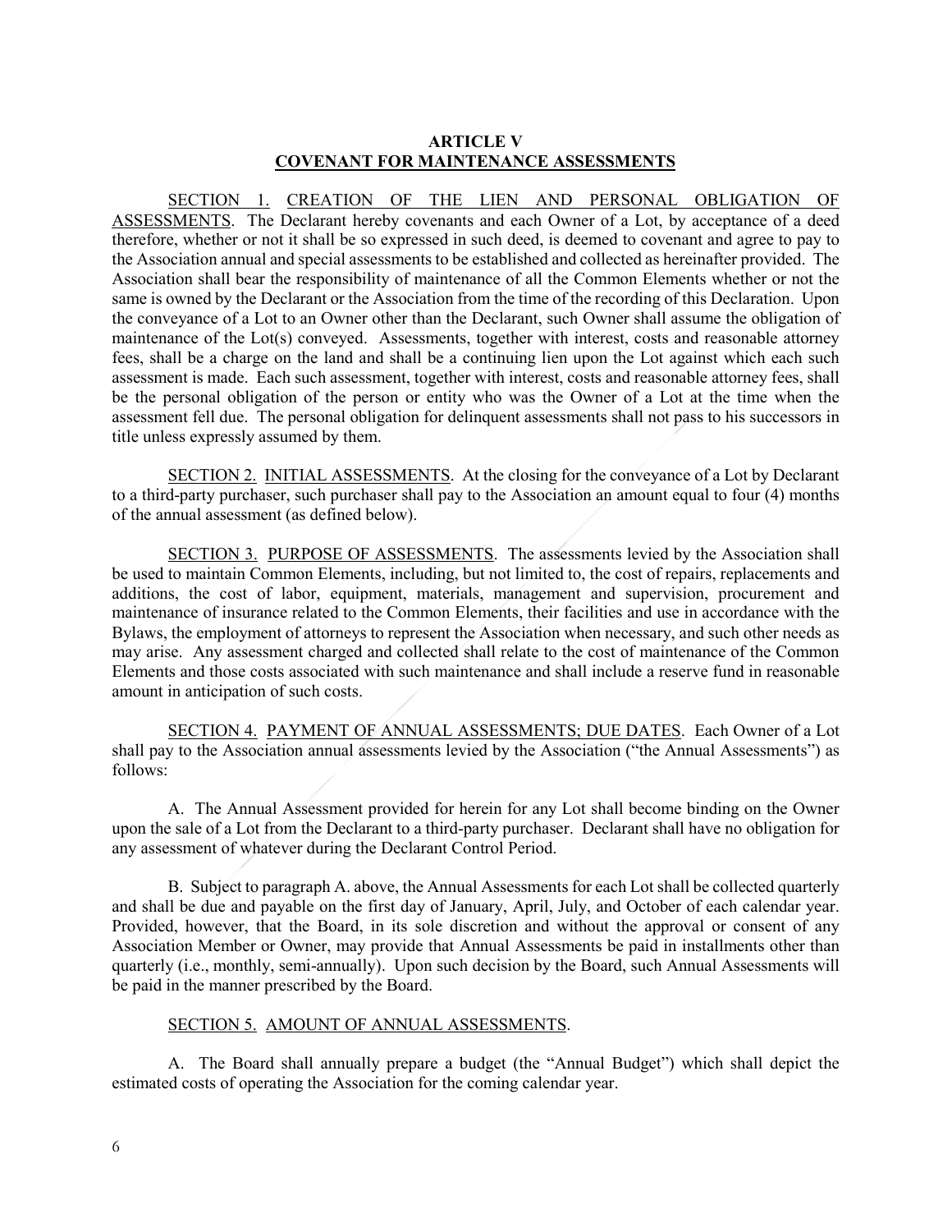## ARTICLE V
## COVENANT FOR MAINTENANCE ASSESSMENTS

SECTION 1. CREATION OF THE LIEN AND PERSONAL OBLIGATION OF ASSESSMENTS. The Declarant hereby covenants and each Owner of a Lot, by acceptance of a deed therefore, whether or not it shall be so expressed in such deed, is deemed to covenant and agree to pay to the Association annual and special assessments to be established and collected as hereinafter provided. The Association shall bear the responsibility of maintenance of all the Common Elements whether or not the same is owned by the Declarant or the Association from the time of the recording of this Declaration. Upon the conveyance of a Lot to an Owner other than the Declarant, such Owner shall assume the obligation of maintenance of the Lot(s) conveyed. Assessments, together with interest, costs and reasonable attorney fees, shall be a charge on the land and shall be a continuing lien upon the Lot against which each such assessment is made. Each such assessment, together with interest, costs and reasonable attorney fees, shall be the personal obligation of the person or entity who was the Owner of a Lot at the time when the assessment fell due. The personal obligation for delinquent assessments shall not pass to his successors in title unless expressly assumed by them.

SECTION 2. INITIAL ASSESSMENTS. At the closing for the conveyance of a Lot by Declarant to a third-party purchaser, such purchaser shall pay to the Association an amount equal to four (4) months of the annual assessment (as defined below).

SECTION 3. PURPOSE OF ASSESSMENTS. The assessments levied by the Association shall be used to maintain Common Elements, including, but not limited to, the cost of repairs, replacements and additions, the cost of labor, equipment, materials, management and supervision, procurement and maintenance of insurance related to the Common Elements, their facilities and use in accordance with the Bylaws, the employment of attorneys to represent the Association when necessary, and such other needs as may arise. Any assessment charged and collected shall relate to the cost of maintenance of the Common Elements and those costs associated with such maintenance and shall include a reserve fund in reasonable amount in anticipation of such costs.

SECTION 4. PAYMENT OF ANNUAL ASSESSMENTS; DUE DATES. Each Owner of a Lot shall pay to the Association annual assessments levied by the Association ("the Annual Assessments") as follows:

A. The Annual Assessment provided for herein for any Lot shall become binding on the Owner upon the sale of a Lot from the Declarant to a third-party purchaser. Declarant shall have no obligation for any assessment of whatever during the Declarant Control Period.

B. Subject to paragraph A. above, the Annual Assessments for each Lot shall be collected quarterly and shall be due and payable on the first day of January, April, July, and October of each calendar year. Provided, however, that the Board, in its sole discretion and without the approval or consent of any Association Member or Owner, may provide that Annual Assessments be paid in installments other than quarterly (i.e., monthly, semi-annually). Upon such decision by the Board, such Annual Assessments will be paid in the manner prescribed by the Board.

SECTION 5. AMOUNT OF ANNUAL ASSESSMENTS.

A. The Board shall annually prepare a budget (the "Annual Budget") which shall depict the estimated costs of operating the Association for the coming calendar year.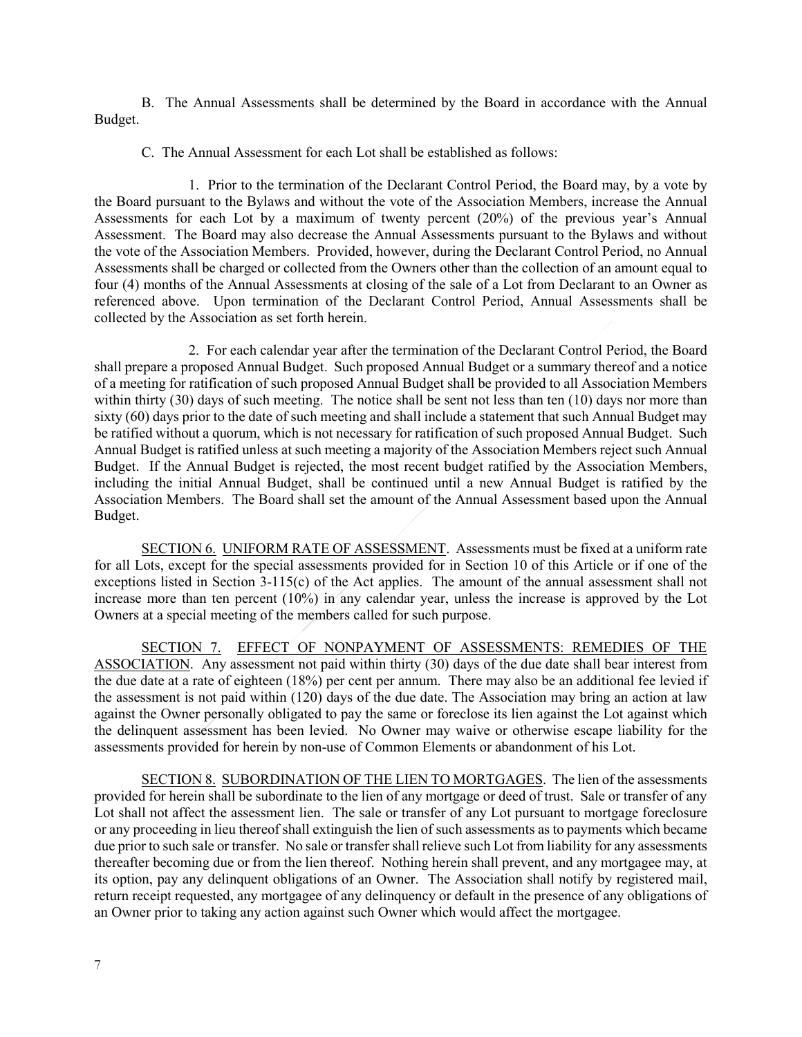B. The Annual Assessments shall be determined by the Board in accordance with the Annual Budget.

C. The Annual Assessment for each Lot shall be established as follows:

1. Prior to the termination of the Declarant Control Period, the Board may, by a vote by the Board pursuant to the Bylaws and without the vote of the Association Members, increase the Annual Assessments for each Lot by a maximum of twenty percent (20%) of the previous year's Annual Assessment. The Board may also decrease the Annual Assessments pursuant to the Bylaws and without the vote of the Association Members. Provided, however, during the Declarant Control Period, no Annual Assessments shall be charged or collected from the Owners other than the collection of an amount equal to four (4) months of the Annual Assessments at closing of the sale of a Lot from Declarant to an Owner as referenced above. Upon termination of the Declarant Control Period, Annual Assessments shall be collected by the Association as set forth herein.

2. For each calendar year after the termination of the Declarant Control Period, the Board shall prepare a proposed Annual Budget. Such proposed Annual Budget or a summary thereof and a notice of a meeting for ratification of such proposed Annual Budget shall be provided to all Association Members within thirty (30) days of such meeting. The notice shall be sent not less than ten (10) days nor more than sixty (60) days prior to the date of such meeting and shall include a statement that such Annual Budget may be ratified without a quorum, which is not necessary for ratification of such proposed Annual Budget. Such Annual Budget is ratified unless at such meeting a majority of the Association Members reject such Annual Budget. If the Annual Budget is rejected, the most recent budget ratified by the Association Members, including the initial Annual Budget, shall be continued until a new Annual Budget is ratified by the Association Members. The Board shall set the amount of the Annual Assessment based upon the Annual Budget.

SECTION 6. UNIFORM RATE OF ASSESSMENT. Assessments must be fixed at a uniform rate for all Lots, except for the special assessments provided for in Section 10 of this Article or if one of the exceptions listed in Section 3-115(c) of the Act applies. The amount of the annual assessment shall not increase more than ten percent (10%) in any calendar year, unless the increase is approved by the Lot Owners at a special meeting of the members called for such purpose.

SECTION 7. EFFECT OF NONPAYMENT OF ASSESSMENTS: REMEDIES OF THE ASSOCIATION. Any assessment not paid within thirty (30) days of the due date shall bear interest from the due date at a rate of eighteen (18%) per cent per annum. There may also be an additional fee levied if the assessment is not paid within (120) days of the due date. The Association may bring an action at law against the Owner personally obligated to pay the same or foreclose its lien against the Lot against which the delinquent assessment has been levied. No Owner may waive or otherwise escape liability for the assessments provided for herein by non-use of Common Elements or abandonment of his Lot.

SECTION 8. SUBORDINATION OF THE LIEN TO MORTGAGES. The lien of the assessments provided for herein shall be subordinate to the lien of any mortgage or deed of trust. Sale or transfer of any Lot shall not affect the assessment lien. The sale or transfer of any Lot pursuant to mortgage foreclosure or any proceeding in lieu thereof shall extinguish the lien of such assessments as to payments which became due prior to such sale or transfer. No sale or transfer shall relieve such Lot from liability for any assessments thereafter becoming due or from the lien thereof. Nothing herein shall prevent, and any mortgagee may, at its option, pay any delinquent obligations of an Owner. The Association shall notify by registered mail, return receipt requested, any mortgagee of any delinquency or default in the presence of any obligations of an Owner prior to taking any action against such Owner which would affect the mortgagee.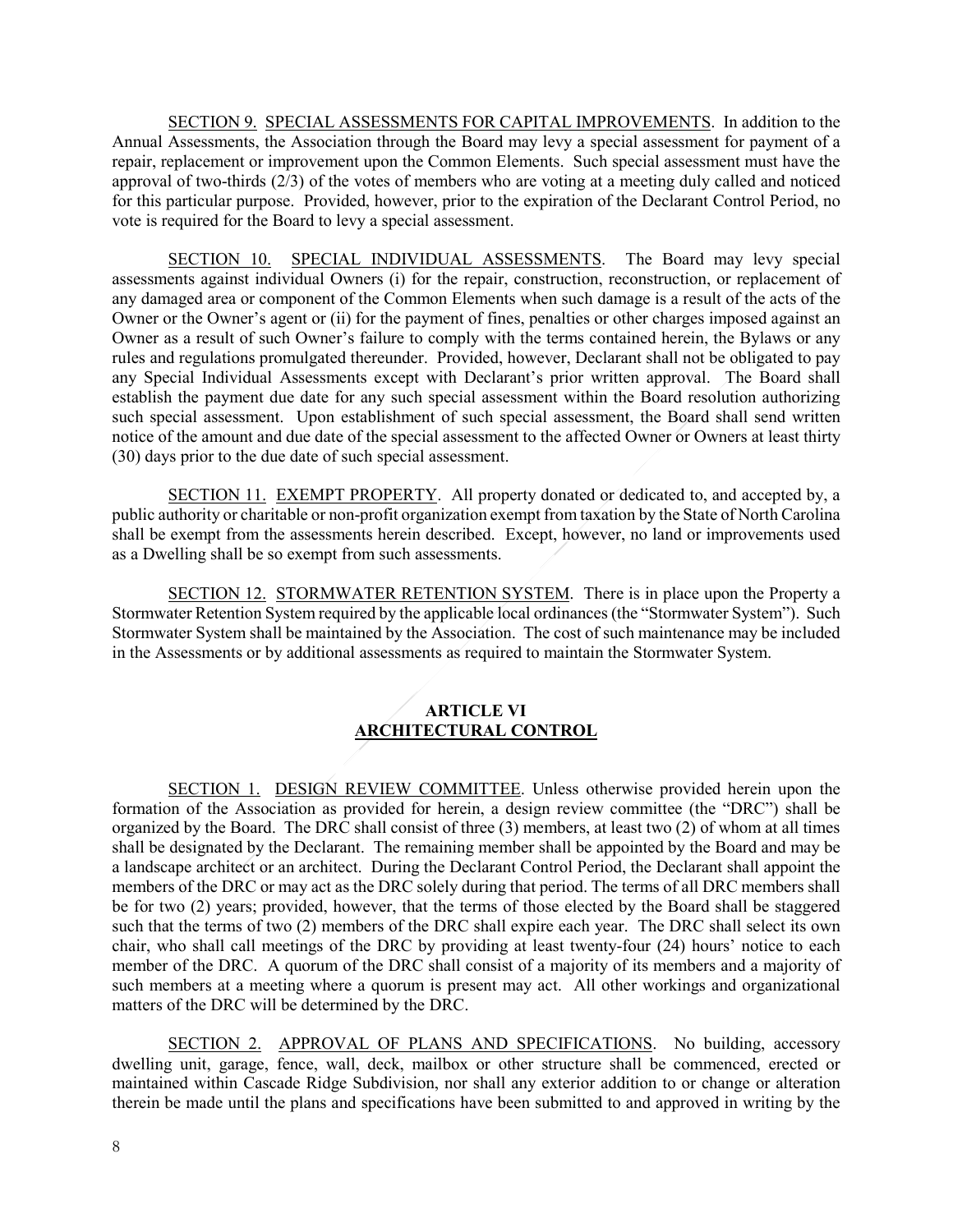SECTION 9. SPECIAL ASSESSMENTS FOR CAPITAL IMPROVEMENTS. In addition to the Annual Assessments, the Association through the Board may levy a special assessment for payment of a repair, replacement or improvement upon the Common Elements. Such special assessment must have the approval of two-thirds (2/3) of the votes of members who are voting at a meeting duly called and noticed for this particular purpose. Provided, however, prior to the expiration of the Declarant Control Period, no vote is required for the Board to levy a special assessment.

SECTION 10. SPECIAL INDIVIDUAL ASSESSMENTS. The Board may levy special assessments against individual Owners (i) for the repair, construction, reconstruction, or replacement of any damaged area or component of the Common Elements when such damage is a result of the acts of the Owner or the Owner's agent or (ii) for the payment of fines, penalties or other charges imposed against an Owner as a result of such Owner's failure to comply with the terms contained herein, the Bylaws or any rules and regulations promulgated thereunder. Provided, however, Declarant shall not be obligated to pay any Special Individual Assessments except with Declarant's prior written approval. The Board shall establish the payment due date for any such special assessment within the Board resolution authorizing such special assessment. Upon establishment of such special assessment, the Board shall send written notice of the amount and due date of the special assessment to the affected Owner or Owners at least thirty (30) days prior to the due date of such special assessment.

SECTION 11. EXEMPT PROPERTY. All property donated or dedicated to, and accepted by, a public authority or charitable or non-profit organization exempt from taxation by the State of North Carolina shall be exempt from the assessments herein described. Except, however, no land or improvements used as a Dwelling shall be so exempt from such assessments.

SECTION 12. STORMWATER RETENTION SYSTEM. There is in place upon the Property a Stormwater Retention System required by the applicable local ordinances (the "Stormwater System"). Such Stormwater System shall be maintained by the Association. The cost of such maintenance may be included in the Assessments or by additional assessments as required to maintain the Stormwater System.

## ARTICLE VI
## ARCHITECTURAL CONTROL

SECTION 1. DESIGN REVIEW COMMITTEE. Unless otherwise provided herein upon the formation of the Association as provided for herein, a design review committee (the "DRC") shall be organized by the Board. The DRC shall consist of three (3) members, at least two (2) of whom at all times shall be designated by the Declarant. The remaining member shall be appointed by the Board and may be a landscape architect or an architect. During the Declarant Control Period, the Declarant shall appoint the members of the DRC or may act as the DRC solely during that period. The terms of all DRC members shall be for two (2) years; provided, however, that the terms of those elected by the Board shall be staggered such that the terms of two (2) members of the DRC shall expire each year. The DRC shall select its own chair, who shall call meetings of the DRC by providing at least twenty-four (24) hours' notice to each member of the DRC. A quorum of the DRC shall consist of a majority of its members and a majority of such members at a meeting where a quorum is present may act. All other workings and organizational matters of the DRC will be determined by the DRC.

SECTION 2. APPROVAL OF PLANS AND SPECIFICATIONS. No building, accessory dwelling unit, garage, fence, wall, deck, mailbox or other structure shall be commenced, erected or maintained within Cascade Ridge Subdivision, nor shall any exterior addition to or change or alteration therein be made until the plans and specifications have been submitted to and approved in writing by the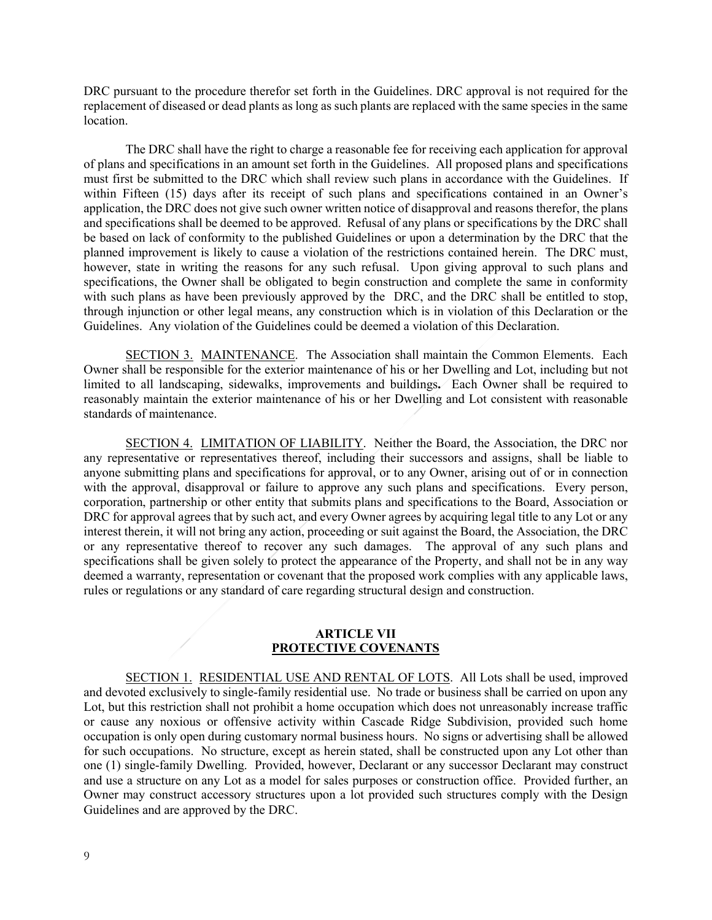DRC pursuant to the procedure therefor set forth in the Guidelines. DRC approval is not required for the replacement of diseased or dead plants as long as such plants are replaced with the same species in the same location.

The DRC shall have the right to charge a reasonable fee for receiving each application for approval of plans and specifications in an amount set forth in the Guidelines. All proposed plans and specifications must first be submitted to the DRC which shall review such plans in accordance with the Guidelines. If within Fifteen (15) days after its receipt of such plans and specifications contained in an Owner's application, the DRC does not give such owner written notice of disapproval and reasons therefor, the plans and specifications shall be deemed to be approved. Refusal of any plans or specifications by the DRC shall be based on lack of conformity to the published Guidelines or upon a determination by the DRC that the planned improvement is likely to cause a violation of the restrictions contained herein. The DRC must, however, state in writing the reasons for any such refusal. Upon giving approval to such plans and specifications, the Owner shall be obligated to begin construction and complete the same in conformity with such plans as have been previously approved by the DRC, and the DRC shall be entitled to stop, through injunction or other legal means, any construction which is in violation of this Declaration or the Guidelines. Any violation of the Guidelines could be deemed a violation of this Declaration.

SECTION 3. MAINTENANCE. The Association shall maintain the Common Elements. Each Owner shall be responsible for the exterior maintenance of his or her Dwelling and Lot, including but not limited to all landscaping, sidewalks, improvements and buildings**.** Each Owner shall be required to reasonably maintain the exterior maintenance of his or her Dwelling and Lot consistent with reasonable standards of maintenance.

SECTION 4. LIMITATION OF LIABILITY. Neither the Board, the Association, the DRC nor any representative or representatives thereof, including their successors and assigns, shall be liable to anyone submitting plans and specifications for approval, or to any Owner, arising out of or in connection with the approval, disapproval or failure to approve any such plans and specifications. Every person, corporation, partnership or other entity that submits plans and specifications to the Board, Association or DRC for approval agrees that by such act, and every Owner agrees by acquiring legal title to any Lot or any interest therein, it will not bring any action, proceeding or suit against the Board, the Association, the DRC or any representative thereof to recover any such damages. The approval of any such plans and specifications shall be given solely to protect the appearance of the Property, and shall not be in any way deemed a warranty, representation or covenant that the proposed work complies with any applicable laws, rules or regulations or any standard of care regarding structural design and construction.

## ARTICLE VII
## PROTECTIVE COVENANTS

SECTION 1. RESIDENTIAL USE AND RENTAL OF LOTS. All Lots shall be used, improved and devoted exclusively to single-family residential use. No trade or business shall be carried on upon any Lot, but this restriction shall not prohibit a home occupation which does not unreasonably increase traffic or cause any noxious or offensive activity within Cascade Ridge Subdivision, provided such home occupation is only open during customary normal business hours. No signs or advertising shall be allowed for such occupations. No structure, except as herein stated, shall be constructed upon any Lot other than one (1) single-family Dwelling. Provided, however, Declarant or any successor Declarant may construct and use a structure on any Lot as a model for sales purposes or construction office. Provided further, an Owner may construct accessory structures upon a lot provided such structures comply with the Design Guidelines and are approved by the DRC.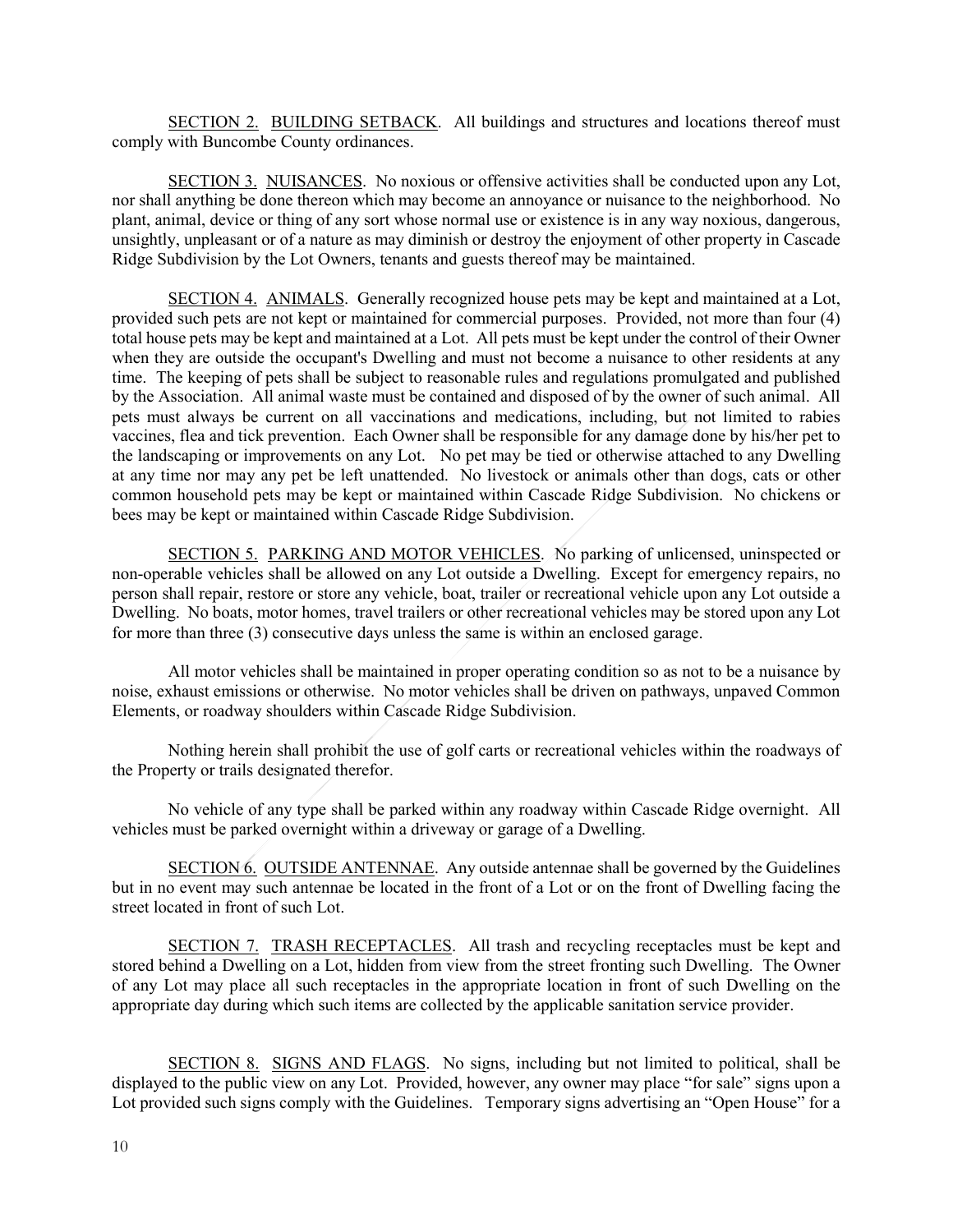SECTION 2. BUILDING SETBACK. All buildings and structures and locations thereof must comply with Buncombe County ordinances.

SECTION 3. NUISANCES. No noxious or offensive activities shall be conducted upon any Lot, nor shall anything be done thereon which may become an annoyance or nuisance to the neighborhood. No plant, animal, device or thing of any sort whose normal use or existence is in any way noxious, dangerous, unsightly, unpleasant or of a nature as may diminish or destroy the enjoyment of other property in Cascade Ridge Subdivision by the Lot Owners, tenants and guests thereof may be maintained.

SECTION 4. ANIMALS. Generally recognized house pets may be kept and maintained at a Lot, provided such pets are not kept or maintained for commercial purposes. Provided, not more than four (4) total house pets may be kept and maintained at a Lot. All pets must be kept under the control of their Owner when they are outside the occupant's Dwelling and must not become a nuisance to other residents at any time. The keeping of pets shall be subject to reasonable rules and regulations promulgated and published by the Association. All animal waste must be contained and disposed of by the owner of such animal. All pets must always be current on all vaccinations and medications, including, but not limited to rabies vaccines, flea and tick prevention. Each Owner shall be responsible for any damage done by his/her pet to the landscaping or improvements on any Lot. No pet may be tied or otherwise attached to any Dwelling at any time nor may any pet be left unattended. No livestock or animals other than dogs, cats or other common household pets may be kept or maintained within Cascade Ridge Subdivision. No chickens or bees may be kept or maintained within Cascade Ridge Subdivision.

SECTION 5. PARKING AND MOTOR VEHICLES. No parking of unlicensed, uninspected or non-operable vehicles shall be allowed on any Lot outside a Dwelling. Except for emergency repairs, no person shall repair, restore or store any vehicle, boat, trailer or recreational vehicle upon any Lot outside a Dwelling. No boats, motor homes, travel trailers or other recreational vehicles may be stored upon any Lot for more than three (3) consecutive days unless the same is within an enclosed garage.

All motor vehicles shall be maintained in proper operating condition so as not to be a nuisance by noise, exhaust emissions or otherwise. No motor vehicles shall be driven on pathways, unpaved Common Elements, or roadway shoulders within Cascade Ridge Subdivision.

Nothing herein shall prohibit the use of golf carts or recreational vehicles within the roadways of the Property or trails designated therefor.

No vehicle of any type shall be parked within any roadway within Cascade Ridge overnight. All vehicles must be parked overnight within a driveway or garage of a Dwelling.

SECTION 6. OUTSIDE ANTENNAE. Any outside antennae shall be governed by the Guidelines but in no event may such antennae be located in the front of a Lot or on the front of Dwelling facing the street located in front of such Lot.

SECTION 7. TRASH RECEPTACLES. All trash and recycling receptacles must be kept and stored behind a Dwelling on a Lot, hidden from view from the street fronting such Dwelling. The Owner of any Lot may place all such receptacles in the appropriate location in front of such Dwelling on the appropriate day during which such items are collected by the applicable sanitation service provider.

SECTION 8. SIGNS AND FLAGS. No signs, including but not limited to political, shall be displayed to the public view on any Lot. Provided, however, any owner may place "for sale" signs upon a Lot provided such signs comply with the Guidelines. Temporary signs advertising an "Open House" for a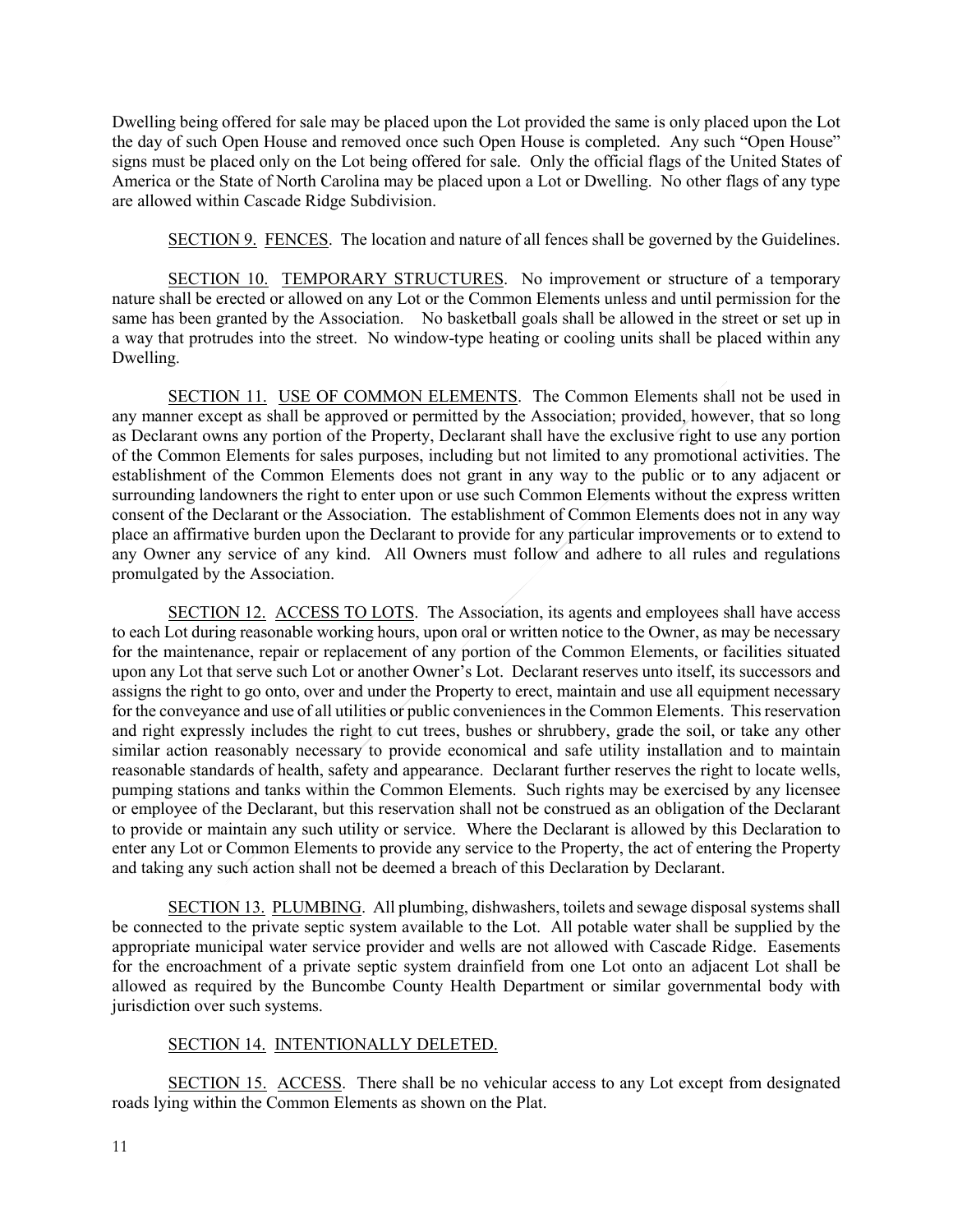Dwelling being offered for sale may be placed upon the Lot provided the same is only placed upon the Lot the day of such Open House and removed once such Open House is completed. Any such "Open House" signs must be placed only on the Lot being offered for sale. Only the official flags of the United States of America or the State of North Carolina may be placed upon a Lot or Dwelling. No other flags of any type are allowed within Cascade Ridge Subdivision.

SECTION 9. FENCES. The location and nature of all fences shall be governed by the Guidelines.

SECTION 10. TEMPORARY STRUCTURES. No improvement or structure of a temporary nature shall be erected or allowed on any Lot or the Common Elements unless and until permission for the same has been granted by the Association. No basketball goals shall be allowed in the street or set up in a way that protrudes into the street. No window-type heating or cooling units shall be placed within any Dwelling.

SECTION 11. USE OF COMMON ELEMENTS. The Common Elements shall not be used in any manner except as shall be approved or permitted by the Association; provided, however, that so long as Declarant owns any portion of the Property, Declarant shall have the exclusive right to use any portion of the Common Elements for sales purposes, including but not limited to any promotional activities. The establishment of the Common Elements does not grant in any way to the public or to any adjacent or surrounding landowners the right to enter upon or use such Common Elements without the express written consent of the Declarant or the Association. The establishment of Common Elements does not in any way place an affirmative burden upon the Declarant to provide for any particular improvements or to extend to any Owner any service of any kind. All Owners must follow and adhere to all rules and regulations promulgated by the Association.

SECTION 12. ACCESS TO LOTS. The Association, its agents and employees shall have access to each Lot during reasonable working hours, upon oral or written notice to the Owner, as may be necessary for the maintenance, repair or replacement of any portion of the Common Elements, or facilities situated upon any Lot that serve such Lot or another Owner's Lot. Declarant reserves unto itself, its successors and assigns the right to go onto, over and under the Property to erect, maintain and use all equipment necessary for the conveyance and use of all utilities or public conveniences in the Common Elements. This reservation and right expressly includes the right to cut trees, bushes or shrubbery, grade the soil, or take any other similar action reasonably necessary to provide economical and safe utility installation and to maintain reasonable standards of health, safety and appearance. Declarant further reserves the right to locate wells, pumping stations and tanks within the Common Elements. Such rights may be exercised by any licensee or employee of the Declarant, but this reservation shall not be construed as an obligation of the Declarant to provide or maintain any such utility or service. Where the Declarant is allowed by this Declaration to enter any Lot or Common Elements to provide any service to the Property, the act of entering the Property and taking any such action shall not be deemed a breach of this Declaration by Declarant.

SECTION 13. PLUMBING. All plumbing, dishwashers, toilets and sewage disposal systems shall be connected to the private septic system available to the Lot. All potable water shall be supplied by the appropriate municipal water service provider and wells are not allowed with Cascade Ridge. Easements for the encroachment of a private septic system drainfield from one Lot onto an adjacent Lot shall be allowed as required by the Buncombe County Health Department or similar governmental body with jurisdiction over such systems.

SECTION 14. INTENTIONALLY DELETED.

SECTION 15. ACCESS. There shall be no vehicular access to any Lot except from designated roads lying within the Common Elements as shown on the Plat.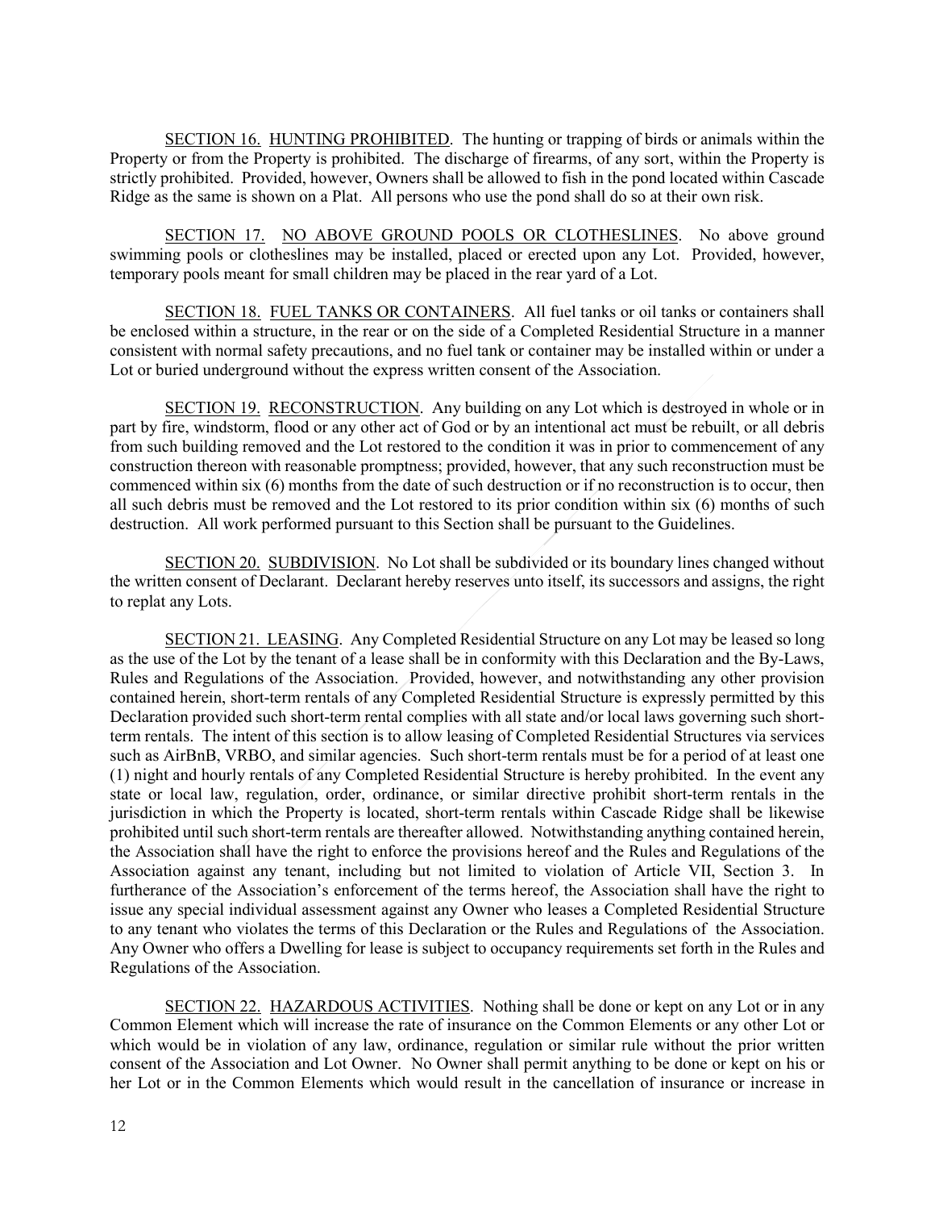SECTION 16. HUNTING PROHIBITED. The hunting or trapping of birds or animals within the Property or from the Property is prohibited. The discharge of firearms, of any sort, within the Property is strictly prohibited. Provided, however, Owners shall be allowed to fish in the pond located within Cascade Ridge as the same is shown on a Plat. All persons who use the pond shall do so at their own risk.

SECTION 17. NO ABOVE GROUND POOLS OR CLOTHESLINES. No above ground swimming pools or clotheslines may be installed, placed or erected upon any Lot. Provided, however, temporary pools meant for small children may be placed in the rear yard of a Lot.

SECTION 18. FUEL TANKS OR CONTAINERS. All fuel tanks or oil tanks or containers shall be enclosed within a structure, in the rear or on the side of a Completed Residential Structure in a manner consistent with normal safety precautions, and no fuel tank or container may be installed within or under a Lot or buried underground without the express written consent of the Association.

SECTION 19. RECONSTRUCTION. Any building on any Lot which is destroyed in whole or in part by fire, windstorm, flood or any other act of God or by an intentional act must be rebuilt, or all debris from such building removed and the Lot restored to the condition it was in prior to commencement of any construction thereon with reasonable promptness; provided, however, that any such reconstruction must be commenced within six (6) months from the date of such destruction or if no reconstruction is to occur, then all such debris must be removed and the Lot restored to its prior condition within six (6) months of such destruction. All work performed pursuant to this Section shall be pursuant to the Guidelines.

SECTION 20. SUBDIVISION. No Lot shall be subdivided or its boundary lines changed without the written consent of Declarant. Declarant hereby reserves unto itself, its successors and assigns, the right to replat any Lots.

SECTION 21. LEASING. Any Completed Residential Structure on any Lot may be leased so long as the use of the Lot by the tenant of a lease shall be in conformity with this Declaration and the By-Laws, Rules and Regulations of the Association. Provided, however, and notwithstanding any other provision contained herein, short-term rentals of any Completed Residential Structure is expressly permitted by this Declaration provided such short-term rental complies with all state and/or local laws governing such short-term rentals. The intent of this section is to allow leasing of Completed Residential Structures via services such as AirBnB, VRBO, and similar agencies. Such short-term rentals must be for a period of at least one (1) night and hourly rentals of any Completed Residential Structure is hereby prohibited. In the event any state or local law, regulation, order, ordinance, or similar directive prohibit short-term rentals in the jurisdiction in which the Property is located, short-term rentals within Cascade Ridge shall be likewise prohibited until such short-term rentals are thereafter allowed. Notwithstanding anything contained herein, the Association shall have the right to enforce the provisions hereof and the Rules and Regulations of the Association against any tenant, including but not limited to violation of Article VII, Section 3. In furtherance of the Association's enforcement of the terms hereof, the Association shall have the right to issue any special individual assessment against any Owner who leases a Completed Residential Structure to any tenant who violates the terms of this Declaration or the Rules and Regulations of the Association. Any Owner who offers a Dwelling for lease is subject to occupancy requirements set forth in the Rules and Regulations of the Association.

SECTION 22. HAZARDOUS ACTIVITIES. Nothing shall be done or kept on any Lot or in any Common Element which will increase the rate of insurance on the Common Elements or any other Lot or which would be in violation of any law, ordinance, regulation or similar rule without the prior written consent of the Association and Lot Owner. No Owner shall permit anything to be done or kept on his or her Lot or in the Common Elements which would result in the cancellation of insurance or increase in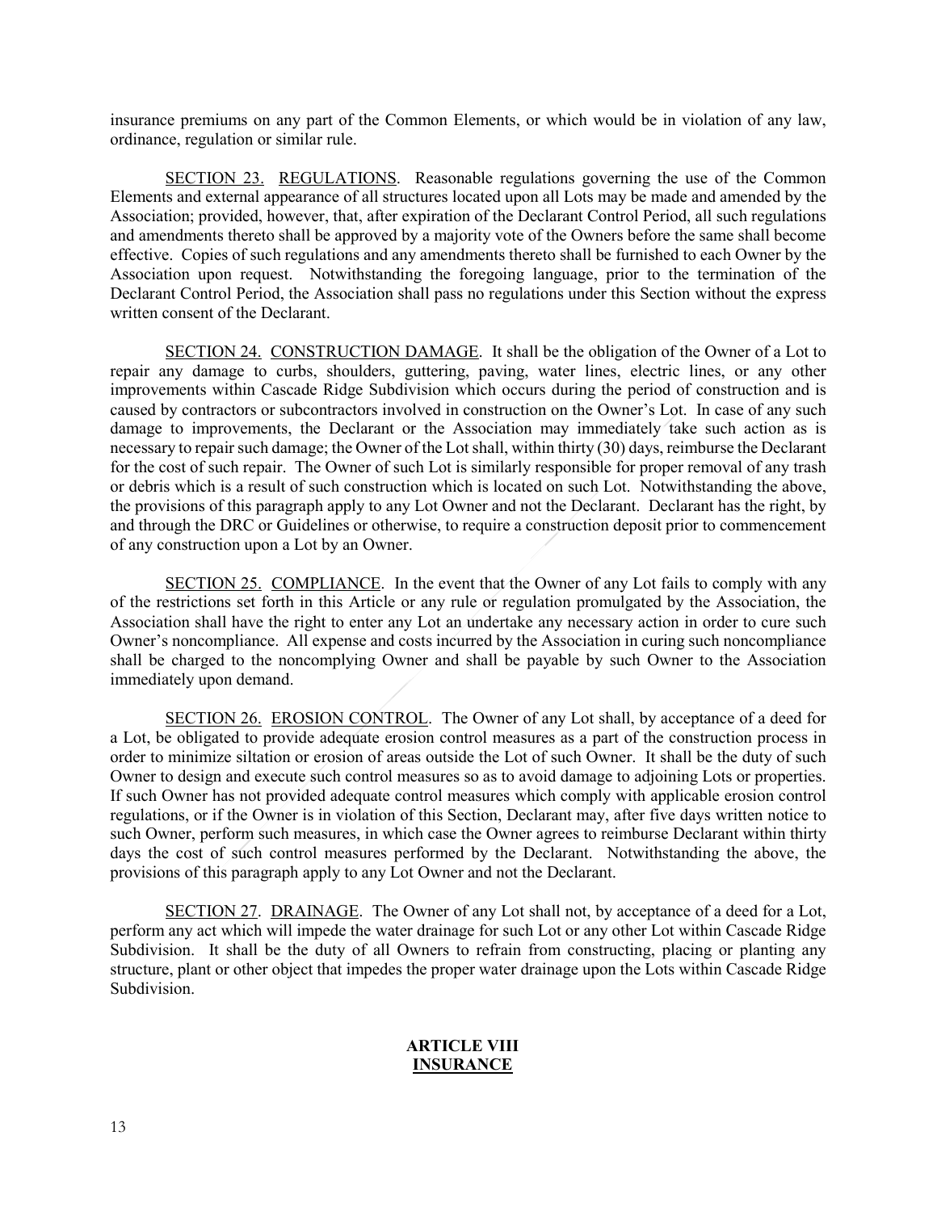insurance premiums on any part of the Common Elements, or which would be in violation of any law, ordinance, regulation or similar rule.

SECTION 23. REGULATIONS. Reasonable regulations governing the use of the Common Elements and external appearance of all structures located upon all Lots may be made and amended by the Association; provided, however, that, after expiration of the Declarant Control Period, all such regulations and amendments thereto shall be approved by a majority vote of the Owners before the same shall become effective. Copies of such regulations and any amendments thereto shall be furnished to each Owner by the Association upon request. Notwithstanding the foregoing language, prior to the termination of the Declarant Control Period, the Association shall pass no regulations under this Section without the express written consent of the Declarant.

SECTION 24. CONSTRUCTION DAMAGE. It shall be the obligation of the Owner of a Lot to repair any damage to curbs, shoulders, guttering, paving, water lines, electric lines, or any other improvements within Cascade Ridge Subdivision which occurs during the period of construction and is caused by contractors or subcontractors involved in construction on the Owner's Lot. In case of any such damage to improvements, the Declarant or the Association may immediately take such action as is necessary to repair such damage; the Owner of the Lot shall, within thirty (30) days, reimburse the Declarant for the cost of such repair. The Owner of such Lot is similarly responsible for proper removal of any trash or debris which is a result of such construction which is located on such Lot. Notwithstanding the above, the provisions of this paragraph apply to any Lot Owner and not the Declarant. Declarant has the right, by and through the DRC or Guidelines or otherwise, to require a construction deposit prior to commencement of any construction upon a Lot by an Owner.

SECTION 25. COMPLIANCE. In the event that the Owner of any Lot fails to comply with any of the restrictions set forth in this Article or any rule or regulation promulgated by the Association, the Association shall have the right to enter any Lot an undertake any necessary action in order to cure such Owner's noncompliance. All expense and costs incurred by the Association in curing such noncompliance shall be charged to the noncomplying Owner and shall be payable by such Owner to the Association immediately upon demand.

SECTION 26. EROSION CONTROL. The Owner of any Lot shall, by acceptance of a deed for a Lot, be obligated to provide adequate erosion control measures as a part of the construction process in order to minimize siltation or erosion of areas outside the Lot of such Owner. It shall be the duty of such Owner to design and execute such control measures so as to avoid damage to adjoining Lots or properties. If such Owner has not provided adequate control measures which comply with applicable erosion control regulations, or if the Owner is in violation of this Section, Declarant may, after five days written notice to such Owner, perform such measures, in which case the Owner agrees to reimburse Declarant within thirty days the cost of such control measures performed by the Declarant. Notwithstanding the above, the provisions of this paragraph apply to any Lot Owner and not the Declarant.

SECTION 27. DRAINAGE. The Owner of any Lot shall not, by acceptance of a deed for a Lot, perform any act which will impede the water drainage for such Lot or any other Lot within Cascade Ridge Subdivision. It shall be the duty of all Owners to refrain from constructing, placing or planting any structure, plant or other object that impedes the proper water drainage upon the Lots within Cascade Ridge Subdivision.

## ARTICLE VIII
## INSURANCE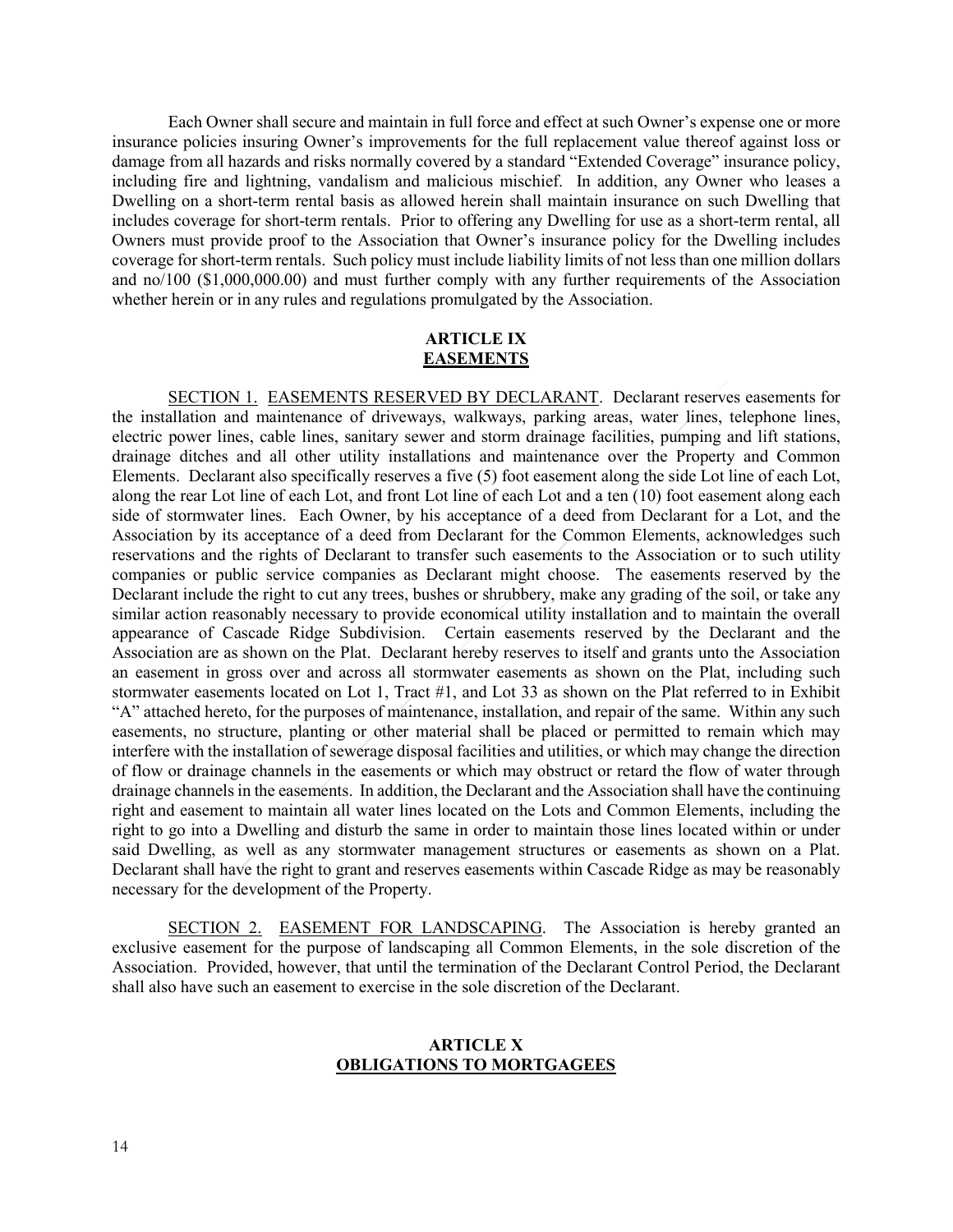Each Owner shall secure and maintain in full force and effect at such Owner's expense one or more insurance policies insuring Owner's improvements for the full replacement value thereof against loss or damage from all hazards and risks normally covered by a standard "Extended Coverage" insurance policy, including fire and lightning, vandalism and malicious mischief. In addition, any Owner who leases a Dwelling on a short-term rental basis as allowed herein shall maintain insurance on such Dwelling that includes coverage for short-term rentals. Prior to offering any Dwelling for use as a short-term rental, all Owners must provide proof to the Association that Owner's insurance policy for the Dwelling includes coverage for short-term rentals. Such policy must include liability limits of not less than one million dollars and no/100 ($1,000,000.00) and must further comply with any further requirements of the Association whether herein or in any rules and regulations promulgated by the Association.

## ARTICLE IX
## EASEMENTS

SECTION 1. EASEMENTS RESERVED BY DECLARANT. Declarant reserves easements for the installation and maintenance of driveways, walkways, parking areas, water lines, telephone lines, electric power lines, cable lines, sanitary sewer and storm drainage facilities, pumping and lift stations, drainage ditches and all other utility installations and maintenance over the Property and Common Elements. Declarant also specifically reserves a five (5) foot easement along the side Lot line of each Lot, along the rear Lot line of each Lot, and front Lot line of each Lot and a ten (10) foot easement along each side of stormwater lines. Each Owner, by his acceptance of a deed from Declarant for a Lot, and the Association by its acceptance of a deed from Declarant for the Common Elements, acknowledges such reservations and the rights of Declarant to transfer such easements to the Association or to such utility companies or public service companies as Declarant might choose. The easements reserved by the Declarant include the right to cut any trees, bushes or shrubbery, make any grading of the soil, or take any similar action reasonably necessary to provide economical utility installation and to maintain the overall appearance of Cascade Ridge Subdivision. Certain easements reserved by the Declarant and the Association are as shown on the Plat. Declarant hereby reserves to itself and grants unto the Association an easement in gross over and across all stormwater easements as shown on the Plat, including such stormwater easements located on Lot 1, Tract #1, and Lot 33 as shown on the Plat referred to in Exhibit "A" attached hereto, for the purposes of maintenance, installation, and repair of the same. Within any such easements, no structure, planting or other material shall be placed or permitted to remain which may interfere with the installation of sewerage disposal facilities and utilities, or which may change the direction of flow or drainage channels in the easements or which may obstruct or retard the flow of water through drainage channels in the easements. In addition, the Declarant and the Association shall have the continuing right and easement to maintain all water lines located on the Lots and Common Elements, including the right to go into a Dwelling and disturb the same in order to maintain those lines located within or under said Dwelling, as well as any stormwater management structures or easements as shown on a Plat. Declarant shall have the right to grant and reserves easements within Cascade Ridge as may be reasonably necessary for the development of the Property.

SECTION 2. EASEMENT FOR LANDSCAPING. The Association is hereby granted an exclusive easement for the purpose of landscaping all Common Elements, in the sole discretion of the Association. Provided, however, that until the termination of the Declarant Control Period, the Declarant shall also have such an easement to exercise in the sole discretion of the Declarant.

## ARTICLE X
## OBLIGATIONS TO MORTGAGEES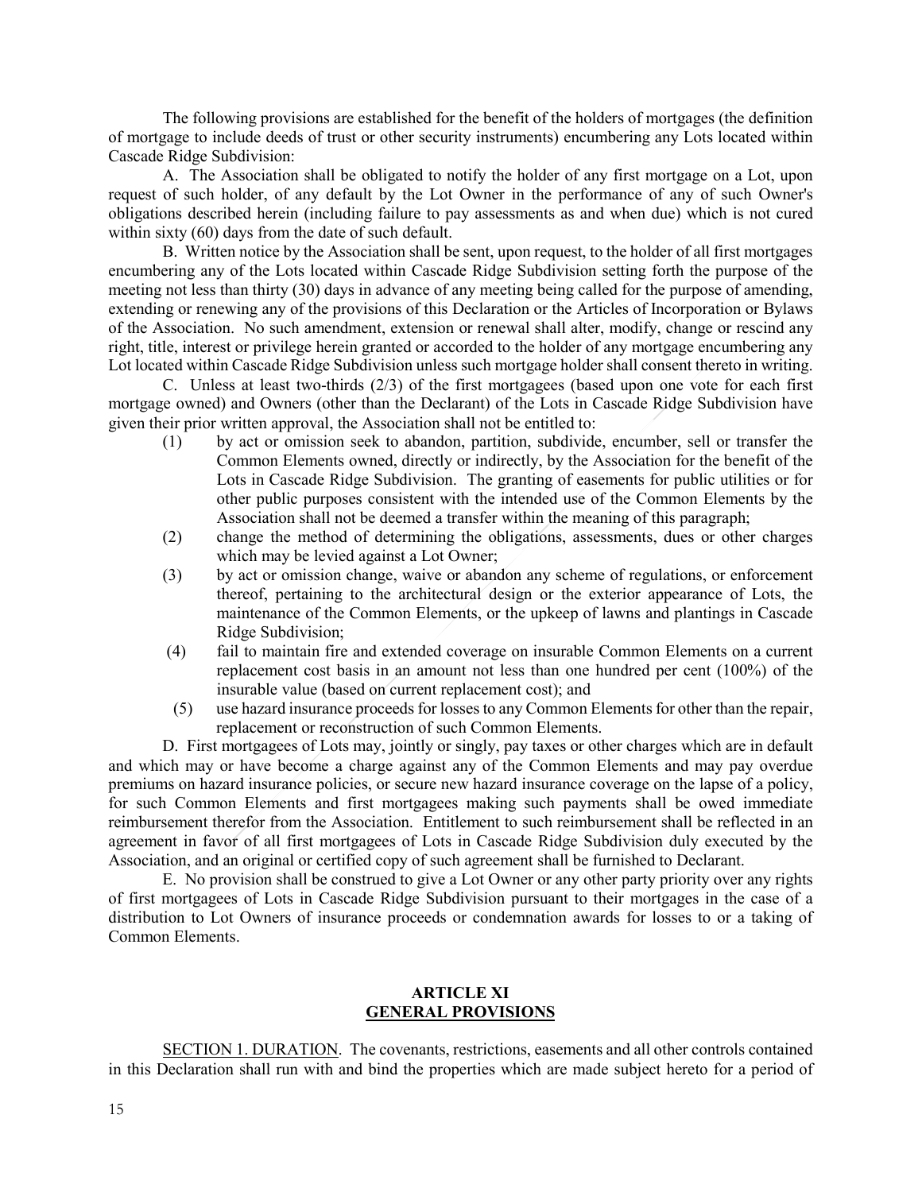The following provisions are established for the benefit of the holders of mortgages (the definition of mortgage to include deeds of trust or other security instruments) encumbering any Lots located within Cascade Ridge Subdivision:

A. The Association shall be obligated to notify the holder of any first mortgage on a Lot, upon request of such holder, of any default by the Lot Owner in the performance of any of such Owner's obligations described herein (including failure to pay assessments as and when due) which is not cured within sixty (60) days from the date of such default.

B. Written notice by the Association shall be sent, upon request, to the holder of all first mortgages encumbering any of the Lots located within Cascade Ridge Subdivision setting forth the purpose of the meeting not less than thirty (30) days in advance of any meeting being called for the purpose of amending, extending or renewing any of the provisions of this Declaration or the Articles of Incorporation or Bylaws of the Association. No such amendment, extension or renewal shall alter, modify, change or rescind any right, title, interest or privilege herein granted or accorded to the holder of any mortgage encumbering any Lot located within Cascade Ridge Subdivision unless such mortgage holder shall consent thereto in writing.

C. Unless at least two-thirds (2/3) of the first mortgagees (based upon one vote for each first mortgage owned) and Owners (other than the Declarant) of the Lots in Cascade Ridge Subdivision have given their prior written approval, the Association shall not be entitled to:

(1) by act or omission seek to abandon, partition, subdivide, encumber, sell or transfer the Common Elements owned, directly or indirectly, by the Association for the benefit of the Lots in Cascade Ridge Subdivision. The granting of easements for public utilities or for other public purposes consistent with the intended use of the Common Elements by the Association shall not be deemed a transfer within the meaning of this paragraph;

(2) change the method of determining the obligations, assessments, dues or other charges which may be levied against a Lot Owner;

(3) by act or omission change, waive or abandon any scheme of regulations, or enforcement thereof, pertaining to the architectural design or the exterior appearance of Lots, the maintenance of the Common Elements, or the upkeep of lawns and plantings in Cascade Ridge Subdivision;

(4) fail to maintain fire and extended coverage on insurable Common Elements on a current replacement cost basis in an amount not less than one hundred per cent (100%) of the insurable value (based on current replacement cost); and

(5) use hazard insurance proceeds for losses to any Common Elements for other than the repair, replacement or reconstruction of such Common Elements.

D. First mortgagees of Lots may, jointly or singly, pay taxes or other charges which are in default and which may or have become a charge against any of the Common Elements and may pay overdue premiums on hazard insurance policies, or secure new hazard insurance coverage on the lapse of a policy, for such Common Elements and first mortgagees making such payments shall be owed immediate reimbursement therefor from the Association. Entitlement to such reimbursement shall be reflected in an agreement in favor of all first mortgagees of Lots in Cascade Ridge Subdivision duly executed by the Association, and an original or certified copy of such agreement shall be furnished to Declarant.

E. No provision shall be construed to give a Lot Owner or any other party priority over any rights of first mortgagees of Lots in Cascade Ridge Subdivision pursuant to their mortgages in the case of a distribution to Lot Owners of insurance proceeds or condemnation awards for losses to or a taking of Common Elements.

## ARTICLE XI
## GENERAL PROVISIONS

SECTION 1. DURATION. The covenants, restrictions, easements and all other controls contained in this Declaration shall run with and bind the properties which are made subject hereto for a period of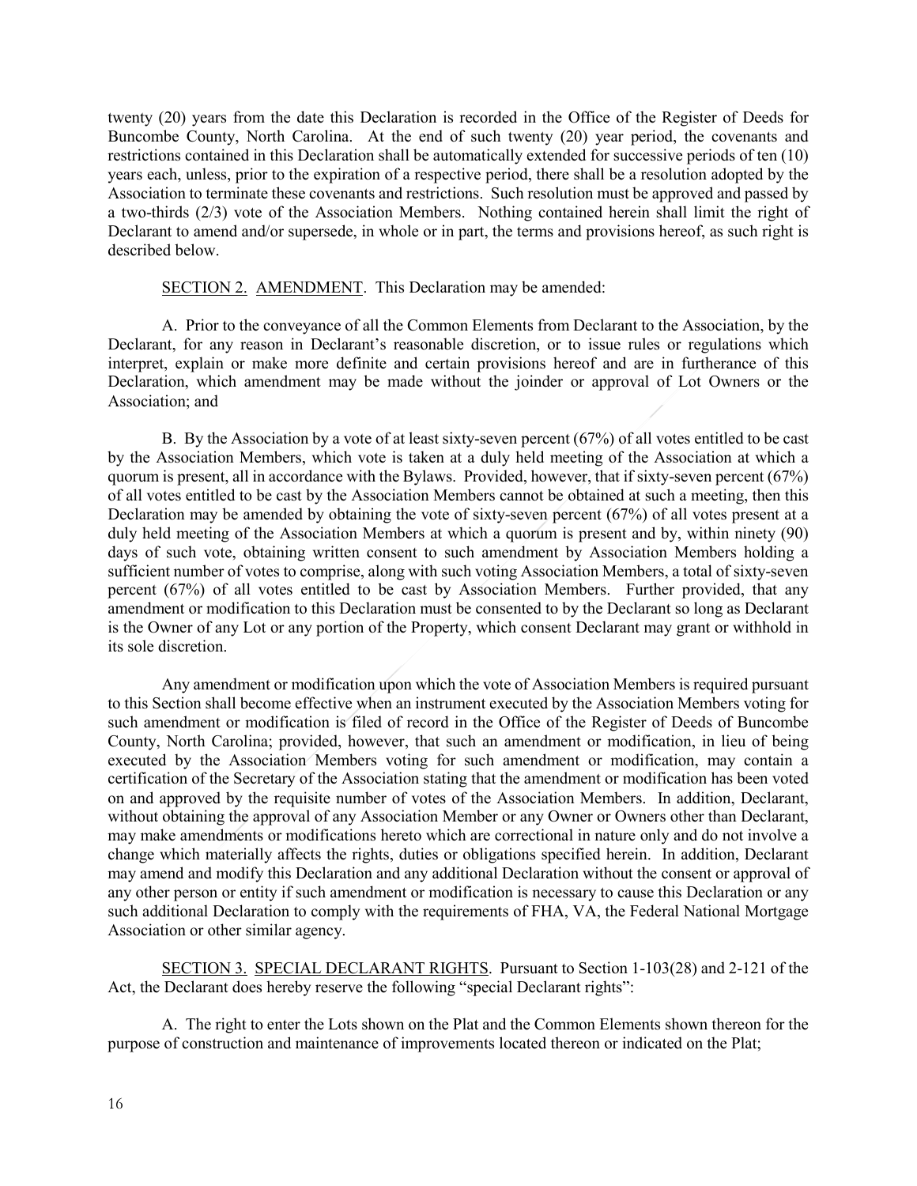twenty (20) years from the date this Declaration is recorded in the Office of the Register of Deeds for Buncombe County, North Carolina. At the end of such twenty (20) year period, the covenants and restrictions contained in this Declaration shall be automatically extended for successive periods of ten (10) years each, unless, prior to the expiration of a respective period, there shall be a resolution adopted by the Association to terminate these covenants and restrictions. Such resolution must be approved and passed by a two-thirds (2/3) vote of the Association Members. Nothing contained herein shall limit the right of Declarant to amend and/or supersede, in whole or in part, the terms and provisions hereof, as such right is described below.

<u>SECTION 2. AMENDMENT</u>. This Declaration may be amended:

A. Prior to the conveyance of all the Common Elements from Declarant to the Association, by the Declarant, for any reason in Declarant's reasonable discretion, or to issue rules or regulations which interpret, explain or make more definite and certain provisions hereof and are in furtherance of this Declaration, which amendment may be made without the joinder or approval of Lot Owners or the Association; and

B. By the Association by a vote of at least sixty-seven percent (67%) of all votes entitled to be cast by the Association Members, which vote is taken at a duly held meeting of the Association at which a quorum is present, all in accordance with the Bylaws. Provided, however, that if sixty-seven percent (67%) of all votes entitled to be cast by the Association Members cannot be obtained at such a meeting, then this Declaration may be amended by obtaining the vote of sixty-seven percent (67%) of all votes present at a duly held meeting of the Association Members at which a quorum is present and by, within ninety (90) days of such vote, obtaining written consent to such amendment by Association Members holding a sufficient number of votes to comprise, along with such voting Association Members, a total of sixty-seven percent (67%) of all votes entitled to be cast by Association Members. Further provided, that any amendment or modification to this Declaration must be consented to by the Declarant so long as Declarant is the Owner of any Lot or any portion of the Property, which consent Declarant may grant or withhold in its sole discretion.

Any amendment or modification upon which the vote of Association Members is required pursuant to this Section shall become effective when an instrument executed by the Association Members voting for such amendment or modification is filed of record in the Office of the Register of Deeds of Buncombe County, North Carolina; provided, however, that such an amendment or modification, in lieu of being executed by the Association Members voting for such amendment or modification, may contain a certification of the Secretary of the Association stating that the amendment or modification has been voted on and approved by the requisite number of votes of the Association Members. In addition, Declarant, without obtaining the approval of any Association Member or any Owner or Owners other than Declarant, may make amendments or modifications hereto which are correctional in nature only and do not involve a change which materially affects the rights, duties or obligations specified herein. In addition, Declarant may amend and modify this Declaration and any additional Declaration without the consent or approval of any other person or entity if such amendment or modification is necessary to cause this Declaration or any such additional Declaration to comply with the requirements of FHA, VA, the Federal National Mortgage Association or other similar agency.

<u>SECTION 3. SPECIAL DECLARANT RIGHTS</u>. Pursuant to Section 1-103(28) and 2-121 of the Act, the Declarant does hereby reserve the following "special Declarant rights":

A. The right to enter the Lots shown on the Plat and the Common Elements shown thereon for the purpose of construction and maintenance of improvements located thereon or indicated on the Plat;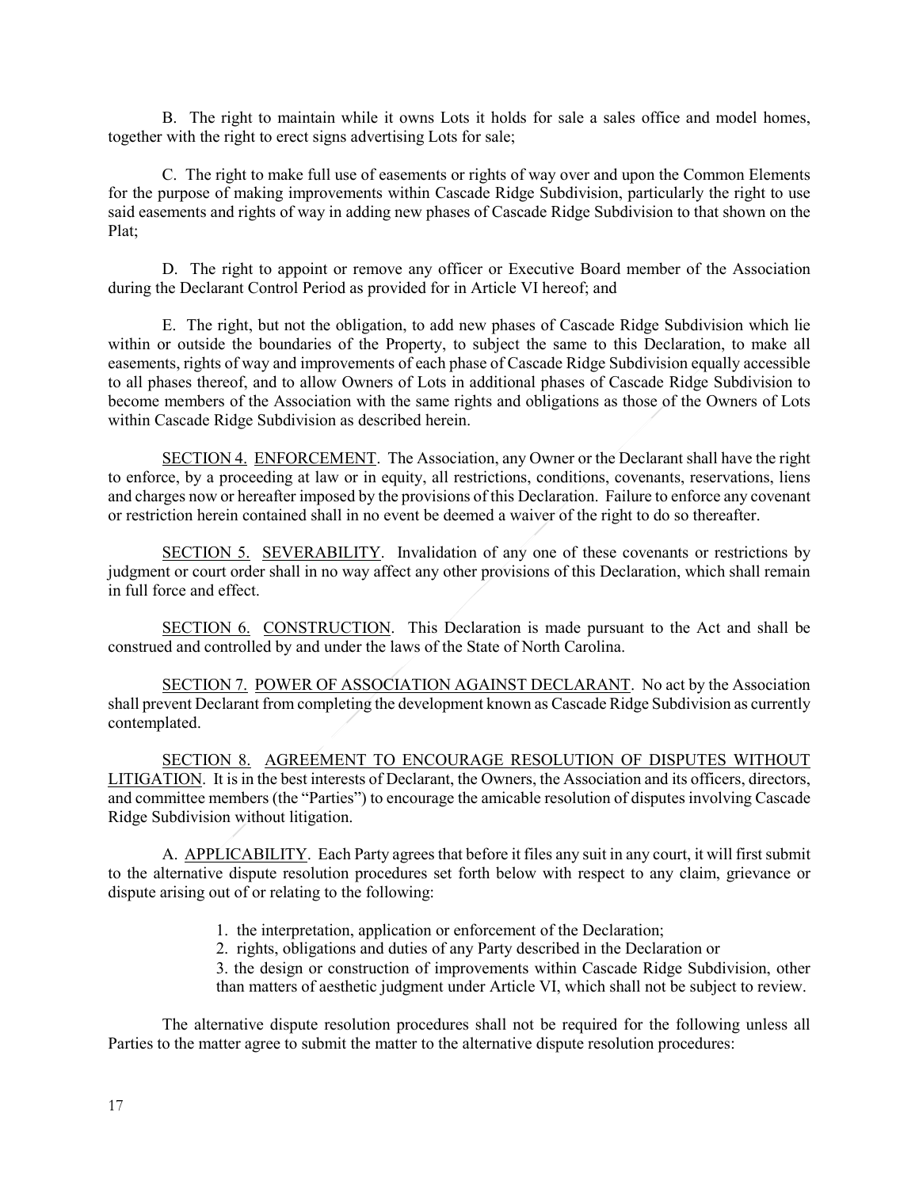B. The right to maintain while it owns Lots it holds for sale a sales office and model homes, together with the right to erect signs advertising Lots for sale;

C. The right to make full use of easements or rights of way over and upon the Common Elements for the purpose of making improvements within Cascade Ridge Subdivision, particularly the right to use said easements and rights of way in adding new phases of Cascade Ridge Subdivision to that shown on the Plat;

D. The right to appoint or remove any officer or Executive Board member of the Association during the Declarant Control Period as provided for in Article VI hereof; and

E. The right, but not the obligation, to add new phases of Cascade Ridge Subdivision which lie within or outside the boundaries of the Property, to subject the same to this Declaration, to make all easements, rights of way and improvements of each phase of Cascade Ridge Subdivision equally accessible to all phases thereof, and to allow Owners of Lots in additional phases of Cascade Ridge Subdivision to become members of the Association with the same rights and obligations as those of the Owners of Lots within Cascade Ridge Subdivision as described herein.

SECTION 4. ENFORCEMENT. The Association, any Owner or the Declarant shall have the right to enforce, by a proceeding at law or in equity, all restrictions, conditions, covenants, reservations, liens and charges now or hereafter imposed by the provisions of this Declaration. Failure to enforce any covenant or restriction herein contained shall in no event be deemed a waiver of the right to do so thereafter.

SECTION 5. SEVERABILITY. Invalidation of any one of these covenants or restrictions by judgment or court order shall in no way affect any other provisions of this Declaration, which shall remain in full force and effect.

SECTION 6. CONSTRUCTION. This Declaration is made pursuant to the Act and shall be construed and controlled by and under the laws of the State of North Carolina.

SECTION 7. POWER OF ASSOCIATION AGAINST DECLARANT. No act by the Association shall prevent Declarant from completing the development known as Cascade Ridge Subdivision as currently contemplated.

SECTION 8. AGREEMENT TO ENCOURAGE RESOLUTION OF DISPUTES WITHOUT LITIGATION. It is in the best interests of Declarant, the Owners, the Association and its officers, directors, and committee members (the "Parties") to encourage the amicable resolution of disputes involving Cascade Ridge Subdivision without litigation.

A. APPLICABILITY. Each Party agrees that before it files any suit in any court, it will first submit to the alternative dispute resolution procedures set forth below with respect to any claim, grievance or dispute arising out of or relating to the following:

1. the interpretation, application or enforcement of the Declaration;
2. rights, obligations and duties of any Party described in the Declaration or
3. the design or construction of improvements within Cascade Ridge Subdivision, other than matters of aesthetic judgment under Article VI, which shall not be subject to review.

The alternative dispute resolution procedures shall not be required for the following unless all Parties to the matter agree to submit the matter to the alternative dispute resolution procedures: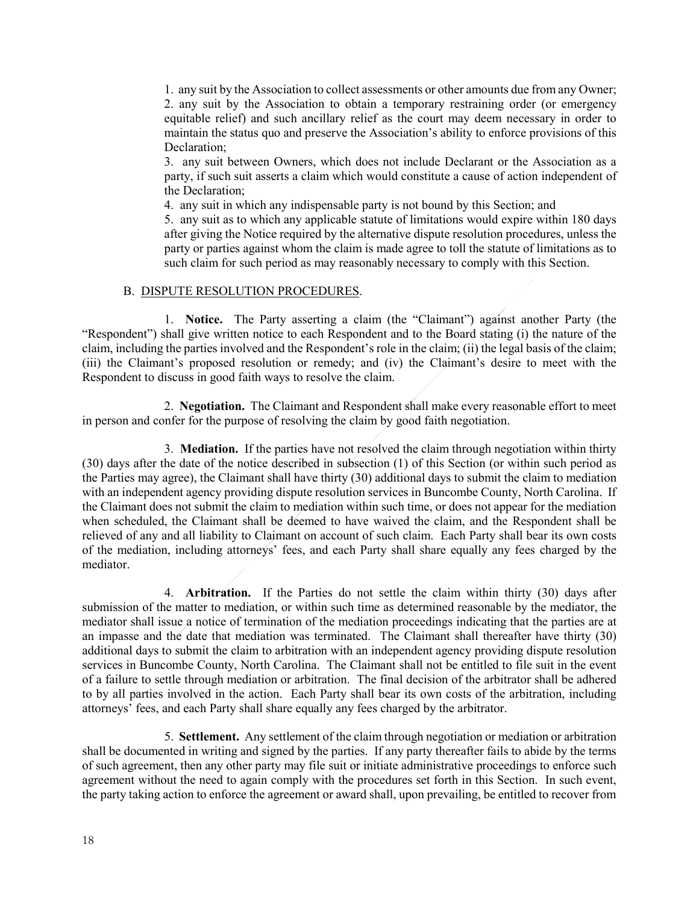1. any suit by the Association to collect assessments or other amounts due from any Owner;
2. any suit by the Association to obtain a temporary restraining order (or emergency equitable relief) and such ancillary relief as the court may deem necessary in order to maintain the status quo and preserve the Association's ability to enforce provisions of this Declaration;
3. any suit between Owners, which does not include Declarant or the Association as a party, if such suit asserts a claim which would constitute a cause of action independent of the Declaration;
4. any suit in which any indispensable party is not bound by this Section; and
5. any suit as to which any applicable statute of limitations would expire within 180 days after giving the Notice required by the alternative dispute resolution procedures, unless the party or parties against whom the claim is made agree to toll the statute of limitations as to such claim for such period as may reasonably necessary to comply with this Section.

B. DISPUTE RESOLUTION PROCEDURES.

1. **Notice.** The Party asserting a claim (the "Claimant") against another Party (the "Respondent") shall give written notice to each Respondent and to the Board stating (i) the nature of the claim, including the parties involved and the Respondent's role in the claim; (ii) the legal basis of the claim; (iii) the Claimant's proposed resolution or remedy; and (iv) the Claimant's desire to meet with the Respondent to discuss in good faith ways to resolve the claim.

2. **Negotiation.** The Claimant and Respondent shall make every reasonable effort to meet in person and confer for the purpose of resolving the claim by good faith negotiation.

3. **Mediation.** If the parties have not resolved the claim through negotiation within thirty (30) days after the date of the notice described in subsection (1) of this Section (or within such period as the Parties may agree), the Claimant shall have thirty (30) additional days to submit the claim to mediation with an independent agency providing dispute resolution services in Buncombe County, North Carolina. If the Claimant does not submit the claim to mediation within such time, or does not appear for the mediation when scheduled, the Claimant shall be deemed to have waived the claim, and the Respondent shall be relieved of any and all liability to Claimant on account of such claim. Each Party shall bear its own costs of the mediation, including attorneys' fees, and each Party shall share equally any fees charged by the mediator.

4. **Arbitration.** If the Parties do not settle the claim within thirty (30) days after submission of the matter to mediation, or within such time as determined reasonable by the mediator, the mediator shall issue a notice of termination of the mediation proceedings indicating that the parties are at an impasse and the date that mediation was terminated. The Claimant shall thereafter have thirty (30) additional days to submit the claim to arbitration with an independent agency providing dispute resolution services in Buncombe County, North Carolina. The Claimant shall not be entitled to file suit in the event of a failure to settle through mediation or arbitration. The final decision of the arbitrator shall be adhered to by all parties involved in the action. Each Party shall bear its own costs of the arbitration, including attorneys' fees, and each Party shall share equally any fees charged by the arbitrator.

5. **Settlement.** Any settlement of the claim through negotiation or mediation or arbitration shall be documented in writing and signed by the parties. If any party thereafter fails to abide by the terms of such agreement, then any other party may file suit or initiate administrative proceedings to enforce such agreement without the need to again comply with the procedures set forth in this Section. In such event, the party taking action to enforce the agreement or award shall, upon prevailing, be entitled to recover from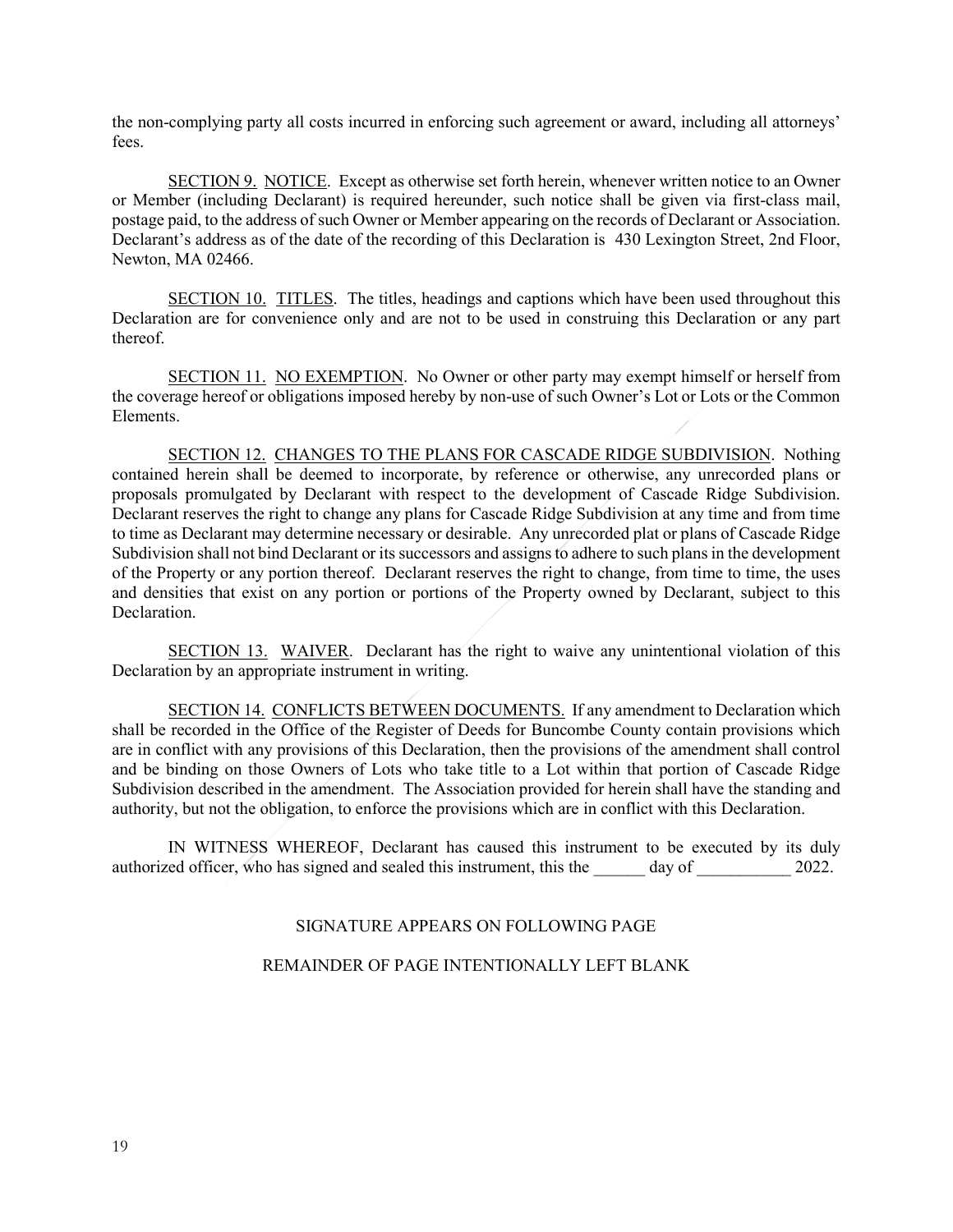the non-complying party all costs incurred in enforcing such agreement or award, including all attorneys' fees.

SECTION 9. NOTICE. Except as otherwise set forth herein, whenever written notice to an Owner or Member (including Declarant) is required hereunder, such notice shall be given via first-class mail, postage paid, to the address of such Owner or Member appearing on the records of Declarant or Association. Declarant's address as of the date of the recording of this Declaration is 430 Lexington Street, 2nd Floor, Newton, MA 02466.

SECTION 10. TITLES. The titles, headings and captions which have been used throughout this Declaration are for convenience only and are not to be used in construing this Declaration or any part thereof.

SECTION 11. NO EXEMPTION. No Owner or other party may exempt himself or herself from the coverage hereof or obligations imposed hereby by non-use of such Owner's Lot or Lots or the Common Elements.

SECTION 12. CHANGES TO THE PLANS FOR CASCADE RIDGE SUBDIVISION. Nothing contained herein shall be deemed to incorporate, by reference or otherwise, any unrecorded plans or proposals promulgated by Declarant with respect to the development of Cascade Ridge Subdivision. Declarant reserves the right to change any plans for Cascade Ridge Subdivision at any time and from time to time as Declarant may determine necessary or desirable. Any unrecorded plat or plans of Cascade Ridge Subdivision shall not bind Declarant or its successors and assigns to adhere to such plans in the development of the Property or any portion thereof. Declarant reserves the right to change, from time to time, the uses and densities that exist on any portion or portions of the Property owned by Declarant, subject to this Declaration.

SECTION 13. WAIVER. Declarant has the right to waive any unintentional violation of this Declaration by an appropriate instrument in writing.

SECTION 14. CONFLICTS BETWEEN DOCUMENTS. If any amendment to Declaration which shall be recorded in the Office of the Register of Deeds for Buncombe County contain provisions which are in conflict with any provisions of this Declaration, then the provisions of the amendment shall control and be binding on those Owners of Lots who take title to a Lot within that portion of Cascade Ridge Subdivision described in the amendment. The Association provided for herein shall have the standing and authority, but not the obligation, to enforce the provisions which are in conflict with this Declaration.

IN WITNESS WHEREOF, Declarant has caused this instrument to be executed by its duly authorized officer, who has signed and sealed this instrument, this the ______ day of ___________ 2022.

SIGNATURE APPEARS ON FOLLOWING PAGE

REMAINDER OF PAGE INTENTIONALLY LEFT BLANK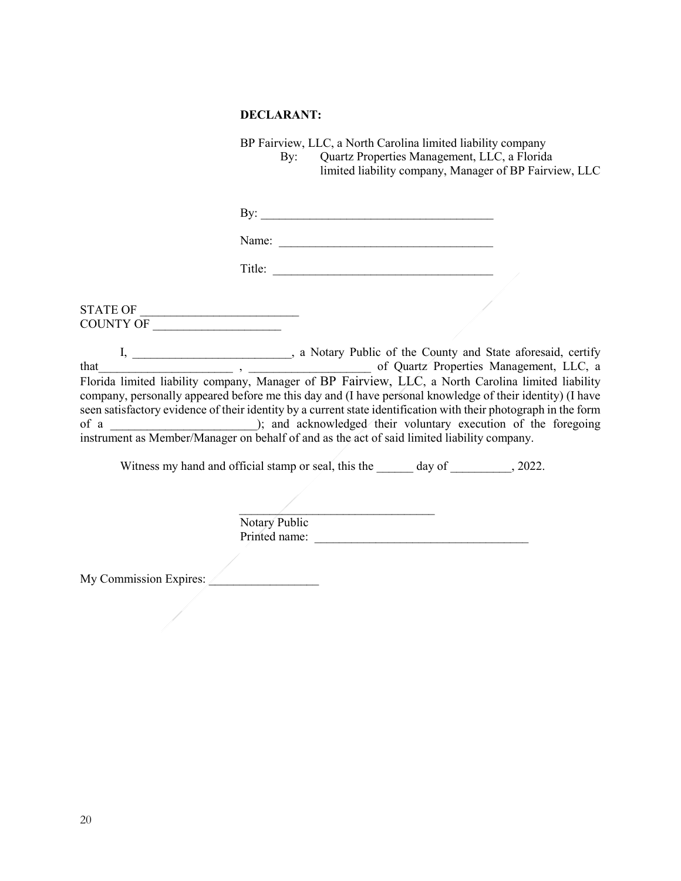**DECLARANT:**

BP Fairview, LLC, a North Carolina limited liability company
By: Quartz Properties Management, LLC, a Florida limited liability company, Manager of BP Fairview, LLC

By: ______________________________________

Name: ____________________________________

Title: _____________________________________

STATE OF _________________________
COUNTY OF _____________________

I, __________________________, a Notary Public of the County and State aforesaid, certify that______________________ , ____________________ of Quartz Properties Management, LLC, a Florida limited liability company, Manager of BP Fairview, LLC, a North Carolina limited liability company, personally appeared before me this day and (I have personal knowledge of their identity) (I have seen satisfactory evidence of their identity by a current state identification with their photograph in the form of a ________________________); and acknowledged their voluntary execution of the foregoing instrument as Member/Manager on behalf of and as the act of said limited liability company.

Witness my hand and official stamp or seal, this the ______ day of __________, 2022.

________________________________
Notary Public
Printed name: ___________________________________

My Commission Expires: __________________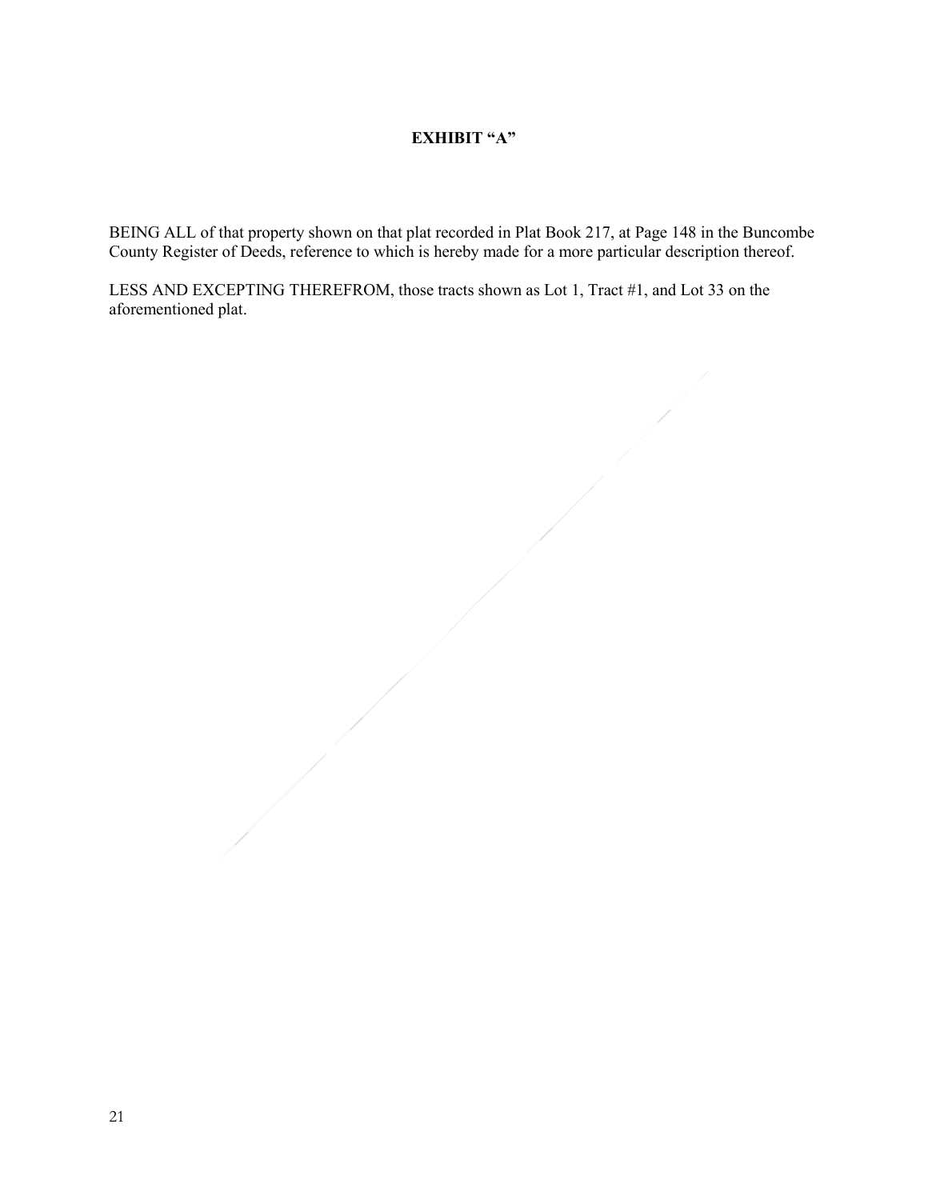# EXHIBIT "A"

BEING ALL of that property shown on that plat recorded in Plat Book 217, at Page 148 in the Buncombe County Register of Deeds, reference to which is hereby made for a more particular description thereof.

LESS AND EXCEPTING THEREFROM, those tracts shown as Lot 1, Tract #1, and Lot 33 on the aforementioned plat.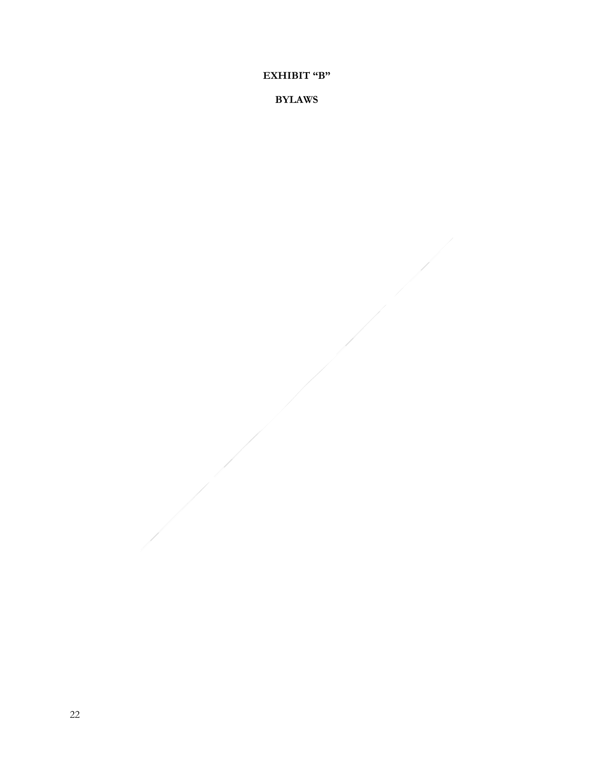**EXHIBIT "B"**

**BYLAWS**